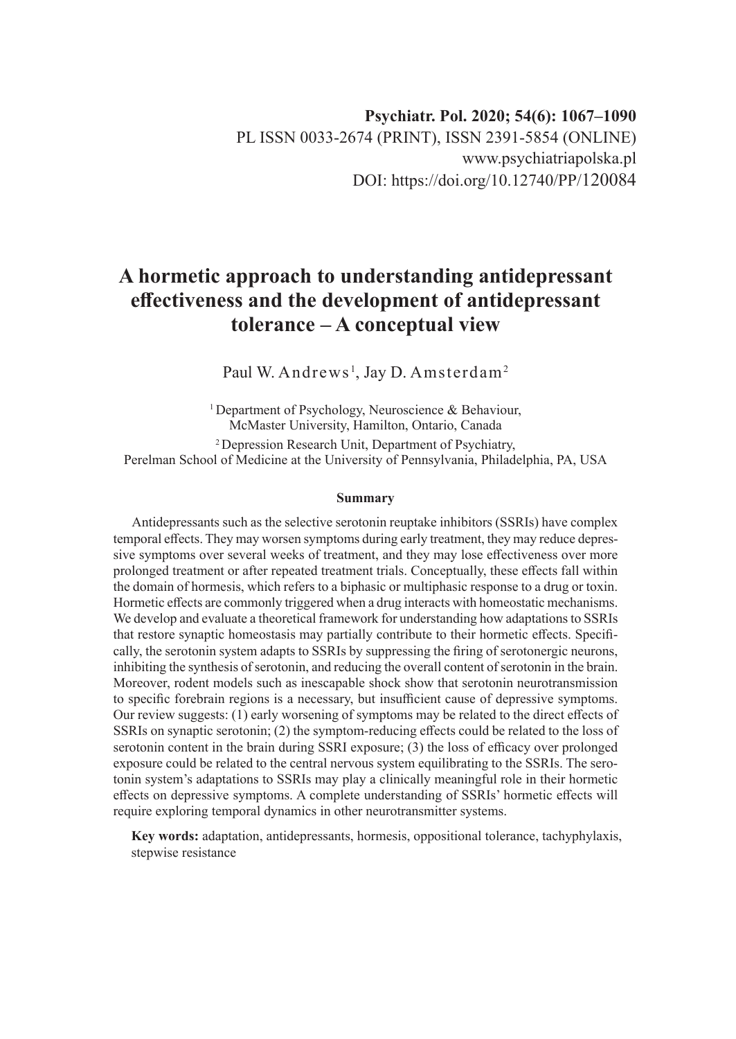Psychiatr. Pol. 2020; 54(6): 1067–1090
PL ISSN 0033-2674 (PRINT), ISSN 2391-5854 (ONLINE)
www.psychiatriapolska.pl
DOI: https://doi.org/10.12740/PP/120084

# A hormetic approach to understanding antidepressant effectiveness and the development of antidepressant tolerance – A conceptual view

Paul W. Andrews[1], Jay D. Amsterdam[2]

[1] Department of Psychology, Neuroscience & Behaviour, McMaster University, Hamilton, Ontario, Canada

[2] Depression Research Unit, Department of Psychiatry, Perelman School of Medicine at the University of Pennsylvania, Philadelphia, PA, USA

## Summary

Antidepressants such as the selective serotonin reuptake inhibitors (SSRIs) have complex temporal effects. They may worsen symptoms during early treatment, they may reduce depressive symptoms over several weeks of treatment, and they may lose effectiveness over more prolonged treatment or after repeated treatment trials. Conceptually, these effects fall within the domain of hormesis, which refers to a biphasic or multiphasic response to a drug or toxin. Hormetic effects are commonly triggered when a drug interacts with homeostatic mechanisms. We develop and evaluate a theoretical framework for understanding how adaptations to SSRIs that restore synaptic homeostasis may partially contribute to their hormetic effects. Specifically, the serotonin system adapts to SSRIs by suppressing the firing of serotonergic neurons, inhibiting the synthesis of serotonin, and reducing the overall content of serotonin in the brain. Moreover, rodent models such as inescapable shock show that serotonin neurotransmission to specific forebrain regions is a necessary, but insufficient cause of depressive symptoms. Our review suggests: (1) early worsening of symptoms may be related to the direct effects of SSRIs on synaptic serotonin; (2) the symptom-reducing effects could be related to the loss of serotonin content in the brain during SSRI exposure; (3) the loss of efficacy over prolonged exposure could be related to the central nervous system equilibrating to the SSRIs. The serotonin system's adaptations to SSRIs may play a clinically meaningful role in their hormetic effects on depressive symptoms. A complete understanding of SSRIs' hormetic effects will require exploring temporal dynamics in other neurotransmitter systems.

**Key words:** adaptation, antidepressants, hormesis, oppositional tolerance, tachyphylaxis, stepwise resistance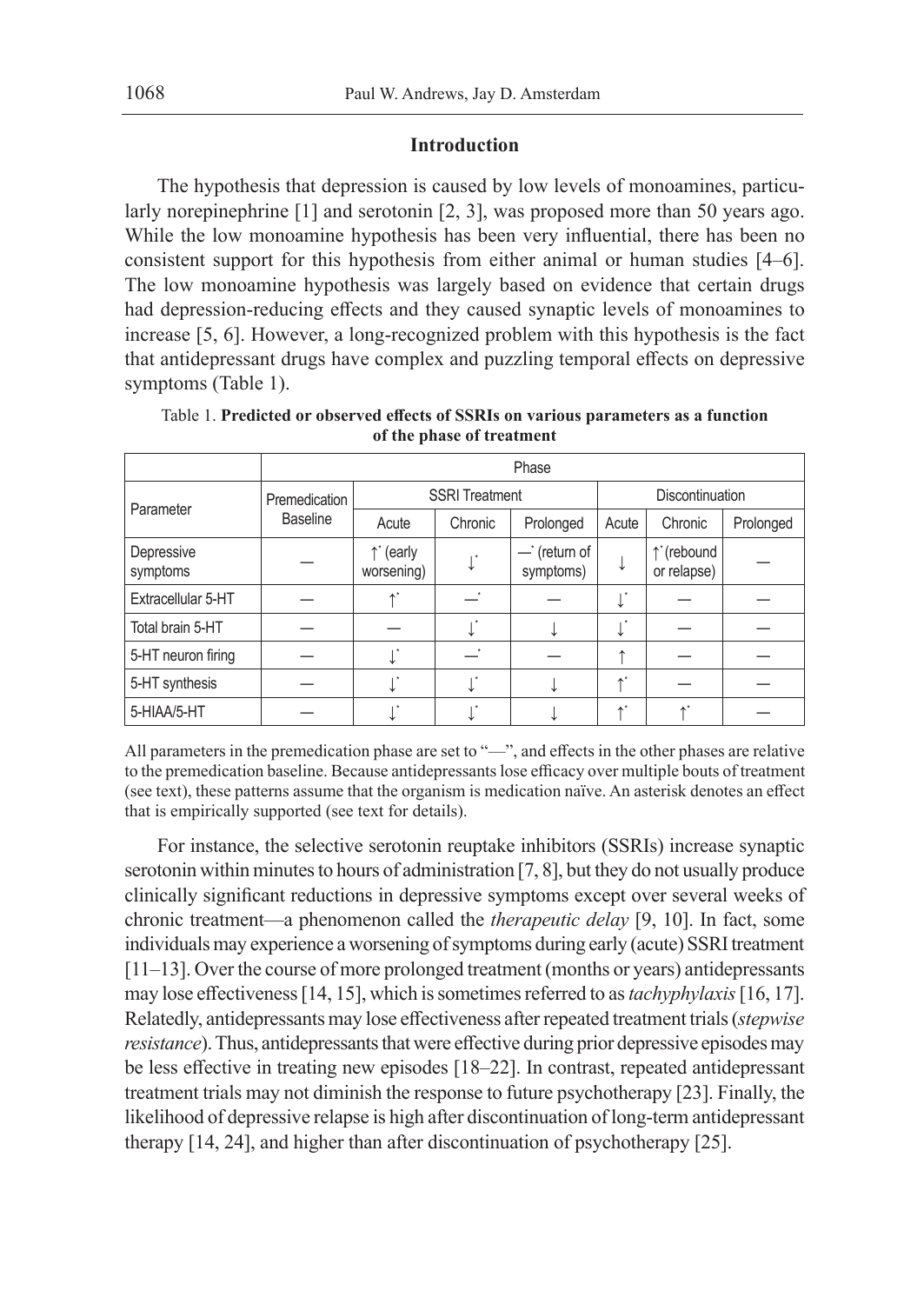## Introduction

The hypothesis that depression is caused by low levels of monoamines, particularly norepinephrine [1] and serotonin [2, 3], was proposed more than 50 years ago. While the low monoamine hypothesis has been very influential, there has been no consistent support for this hypothesis from either animal or human studies [4–6]. The low monoamine hypothesis was largely based on evidence that certain drugs had depression-reducing effects and they caused synaptic levels of monoamines to increase [5, 6]. However, a long-recognized problem with this hypothesis is the fact that antidepressant drugs have complex and puzzling temporal effects on depressive symptoms (Table 1).

Table 1. **Predicted or observed effects of SSRIs on various parameters as a function of the phase of treatment**

| Parameter | Phase | | | | | | |
|---|---|---|---|---|---|---|---|
| | Premedication Baseline | SSRI Treatment | | | Discontinuation | | |
| | | Acute | Chronic | Prolonged | Acute | Chronic | Prolonged |
| Depressive symptoms | — | ↑* (early worsening) | ↓* | —* (return of symptoms) | ↓ | ↑* (rebound or relapse) | — |
| Extracellular 5-HT | — | ↑* | —* | — | ↓* | — | — |
| Total brain 5-HT | — | — | ↓* | ↓ | ↓* | — | — |
| 5-HT neuron firing | — | ↓* | —* | — | ↑ | — | — |
| 5-HT synthesis | — | ↓* | ↓* | ↓ | ↑* | — | — |
| 5-HIAA/5-HT | — | ↓* | ↓* | ↓ | ↑* | ↑* | — |

All parameters in the premedication phase are set to "—", and effects in the other phases are relative to the premedication baseline. Because antidepressants lose efficacy over multiple bouts of treatment (see text), these patterns assume that the organism is medication naïve. An asterisk denotes an effect that is empirically supported (see text for details).

For instance, the selective serotonin reuptake inhibitors (SSRIs) increase synaptic serotonin within minutes to hours of administration [7, 8], but they do not usually produce clinically significant reductions in depressive symptoms except over several weeks of chronic treatment—a phenomenon called the *therapeutic delay* [9, 10]. In fact, some individuals may experience a worsening of symptoms during early (acute) SSRI treatment [11–13]. Over the course of more prolonged treatment (months or years) antidepressants may lose effectiveness [14, 15], which is sometimes referred to as *tachyphylaxis* [16, 17]. Relatedly, antidepressants may lose effectiveness after repeated treatment trials (*stepwise resistance*). Thus, antidepressants that were effective during prior depressive episodes may be less effective in treating new episodes [18–22]. In contrast, repeated antidepressant treatment trials may not diminish the response to future psychotherapy [23]. Finally, the likelihood of depressive relapse is high after discontinuation of long-term antidepressant therapy [14, 24], and higher than after discontinuation of psychotherapy [25].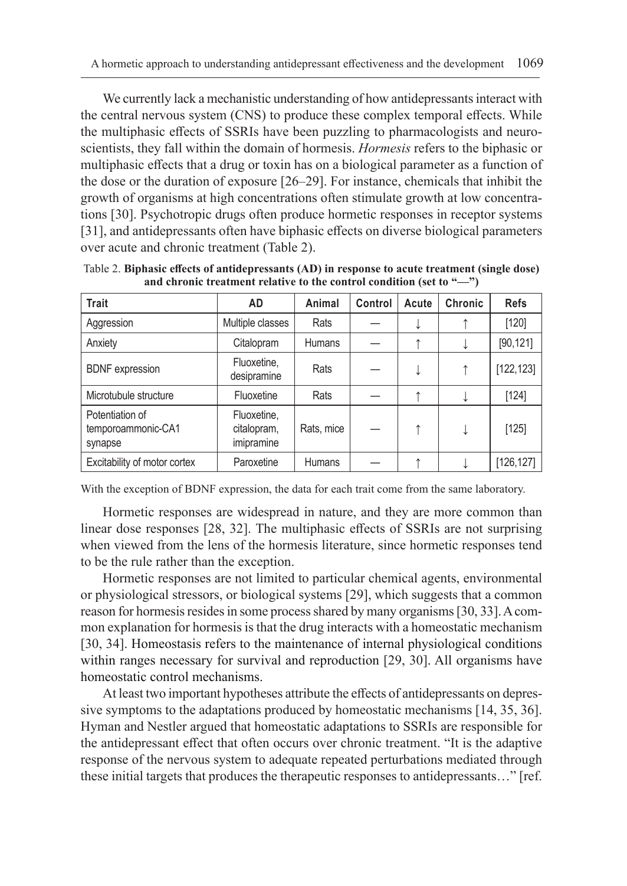We currently lack a mechanistic understanding of how antidepressants interact with the central nervous system (CNS) to produce these complex temporal effects. While the multiphasic effects of SSRIs have been puzzling to pharmacologists and neuroscientists, they fall within the domain of hormesis. *Hormesis* refers to the biphasic or multiphasic effects that a drug or toxin has on a biological parameter as a function of the dose or the duration of exposure [26–29]. For instance, chemicals that inhibit the growth of organisms at high concentrations often stimulate growth at low concentrations [30]. Psychotropic drugs often produce hormetic responses in receptor systems [31], and antidepressants often have biphasic effects on diverse biological parameters over acute and chronic treatment (Table 2).

Table 2. **Biphasic effects of antidepressants (AD) in response to acute treatment (single dose) and chronic treatment relative to the control condition (set to "—")**

| Trait | AD | Animal | Control | Acute | Chronic | Refs |
|---|---|---|---|---|---|---|
| Aggression | Multiple classes | Rats | — | ↓ | ↑ | [120] |
| Anxiety | Citalopram | Humans | — | ↑ | ↓ | [90,121] |
| BDNF expression | Fluoxetine, desipramine | Rats | — | ↓ | ↑ | [122,123] |
| Microtubule structure | Fluoxetine | Rats | — | ↑ | ↓ | [124] |
| Potentiation of temporoammonic-CA1 synapse | Fluoxetine, citalopram, imipramine | Rats, mice | — | ↑ | ↓ | [125] |
| Excitability of motor cortex | Paroxetine | Humans | — | ↑ | ↓ | [126,127] |

With the exception of BDNF expression, the data for each trait come from the same laboratory.

Hormetic responses are widespread in nature, and they are more common than linear dose responses [28, 32]. The multiphasic effects of SSRIs are not surprising when viewed from the lens of the hormesis literature, since hormetic responses tend to be the rule rather than the exception.

Hormetic responses are not limited to particular chemical agents, environmental or physiological stressors, or biological systems [29], which suggests that a common reason for hormesis resides in some process shared by many organisms [30, 33]. A common explanation for hormesis is that the drug interacts with a homeostatic mechanism [30, 34]. Homeostasis refers to the maintenance of internal physiological conditions within ranges necessary for survival and reproduction [29, 30]. All organisms have homeostatic control mechanisms.

At least two important hypotheses attribute the effects of antidepressants on depressive symptoms to the adaptations produced by homeostatic mechanisms [14, 35, 36]. Hyman and Nestler argued that homeostatic adaptations to SSRIs are responsible for the antidepressant effect that often occurs over chronic treatment. "It is the adaptive response of the nervous system to adequate repeated perturbations mediated through these initial targets that produces the therapeutic responses to antidepressants…" [ref.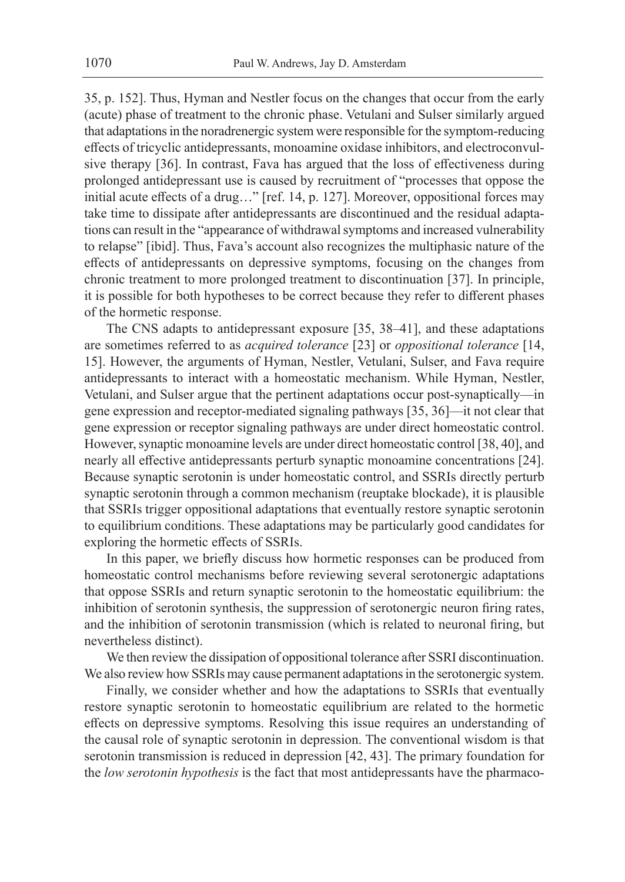35, p. 152]. Thus, Hyman and Nestler focus on the changes that occur from the early (acute) phase of treatment to the chronic phase. Vetulani and Sulser similarly argued that adaptations in the noradrenergic system were responsible for the symptom-reducing effects of tricyclic antidepressants, monoamine oxidase inhibitors, and electroconvulsive therapy [36]. In contrast, Fava has argued that the loss of effectiveness during prolonged antidepressant use is caused by recruitment of "processes that oppose the initial acute effects of a drug…" [ref. 14, p. 127]. Moreover, oppositional forces may take time to dissipate after antidepressants are discontinued and the residual adaptations can result in the "appearance of withdrawal symptoms and increased vulnerability to relapse" [ibid]. Thus, Fava's account also recognizes the multiphasic nature of the effects of antidepressants on depressive symptoms, focusing on the changes from chronic treatment to more prolonged treatment to discontinuation [37]. In principle, it is possible for both hypotheses to be correct because they refer to different phases of the hormetic response.

The CNS adapts to antidepressant exposure [35, 38–41], and these adaptations are sometimes referred to as *acquired tolerance* [23] or *oppositional tolerance* [14, 15]. However, the arguments of Hyman, Nestler, Vetulani, Sulser, and Fava require antidepressants to interact with a homeostatic mechanism. While Hyman, Nestler, Vetulani, and Sulser argue that the pertinent adaptations occur post-synaptically—in gene expression and receptor-mediated signaling pathways [35, 36]—it not clear that gene expression or receptor signaling pathways are under direct homeostatic control. However, synaptic monoamine levels are under direct homeostatic control [38, 40], and nearly all effective antidepressants perturb synaptic monoamine concentrations [24]. Because synaptic serotonin is under homeostatic control, and SSRIs directly perturb synaptic serotonin through a common mechanism (reuptake blockade), it is plausible that SSRIs trigger oppositional adaptations that eventually restore synaptic serotonin to equilibrium conditions. These adaptations may be particularly good candidates for exploring the hormetic effects of SSRIs.

In this paper, we briefly discuss how hormetic responses can be produced from homeostatic control mechanisms before reviewing several serotonergic adaptations that oppose SSRIs and return synaptic serotonin to the homeostatic equilibrium: the inhibition of serotonin synthesis, the suppression of serotonergic neuron firing rates, and the inhibition of serotonin transmission (which is related to neuronal firing, but nevertheless distinct).

We then review the dissipation of oppositional tolerance after SSRI discontinuation. We also review how SSRIs may cause permanent adaptations in the serotonergic system.

Finally, we consider whether and how the adaptations to SSRIs that eventually restore synaptic serotonin to homeostatic equilibrium are related to the hormetic effects on depressive symptoms. Resolving this issue requires an understanding of the causal role of synaptic serotonin in depression. The conventional wisdom is that serotonin transmission is reduced in depression [42, 43]. The primary foundation for the *low serotonin hypothesis* is the fact that most antidepressants have the pharmaco-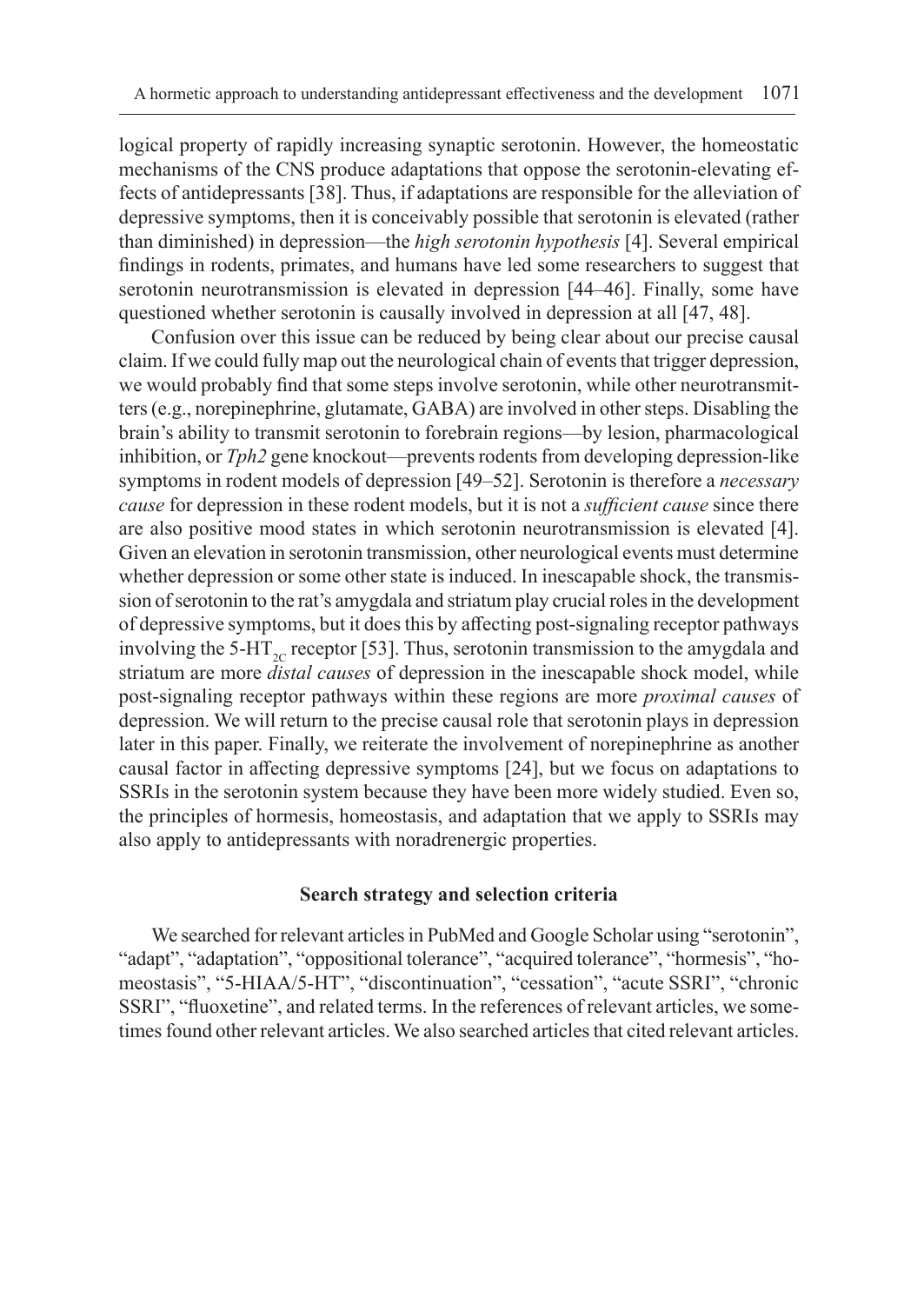logical property of rapidly increasing synaptic serotonin. However, the homeostatic mechanisms of the CNS produce adaptations that oppose the serotonin-elevating effects of antidepressants [38]. Thus, if adaptations are responsible for the alleviation of depressive symptoms, then it is conceivably possible that serotonin is elevated (rather than diminished) in depression—the *high serotonin hypothesis* [4]. Several empirical findings in rodents, primates, and humans have led some researchers to suggest that serotonin neurotransmission is elevated in depression [44–46]. Finally, some have questioned whether serotonin is causally involved in depression at all [47, 48].

Confusion over this issue can be reduced by being clear about our precise causal claim. If we could fully map out the neurological chain of events that trigger depression, we would probably find that some steps involve serotonin, while other neurotransmitters (e.g., norepinephrine, glutamate, GABA) are involved in other steps. Disabling the brain's ability to transmit serotonin to forebrain regions—by lesion, pharmacological inhibition, or *Tph2* gene knockout—prevents rodents from developing depression-like symptoms in rodent models of depression [49–52]. Serotonin is therefore a *necessary cause* for depression in these rodent models, but it is not a *sufficient cause* since there are also positive mood states in which serotonin neurotransmission is elevated [4]. Given an elevation in serotonin transmission, other neurological events must determine whether depression or some other state is induced. In inescapable shock, the transmission of serotonin to the rat's amygdala and striatum play crucial roles in the development of depressive symptoms, but it does this by affecting post-signaling receptor pathways involving the 5-$HT_{2C}$ receptor [53]. Thus, serotonin transmission to the amygdala and striatum are more *distal causes* of depression in the inescapable shock model, while post-signaling receptor pathways within these regions are more *proximal causes* of depression. We will return to the precise causal role that serotonin plays in depression later in this paper. Finally, we reiterate the involvement of norepinephrine as another causal factor in affecting depressive symptoms [24], but we focus on adaptations to SSRIs in the serotonin system because they have been more widely studied. Even so, the principles of hormesis, homeostasis, and adaptation that we apply to SSRIs may also apply to antidepressants with noradrenergic properties.

## Search strategy and selection criteria

We searched for relevant articles in PubMed and Google Scholar using "serotonin", "adapt", "adaptation", "oppositional tolerance", "acquired tolerance", "hormesis", "homeostasis", "5-HIAA/5-HT", "discontinuation", "cessation", "acute SSRI", "chronic SSRI", "fluoxetine", and related terms. In the references of relevant articles, we sometimes found other relevant articles. We also searched articles that cited relevant articles.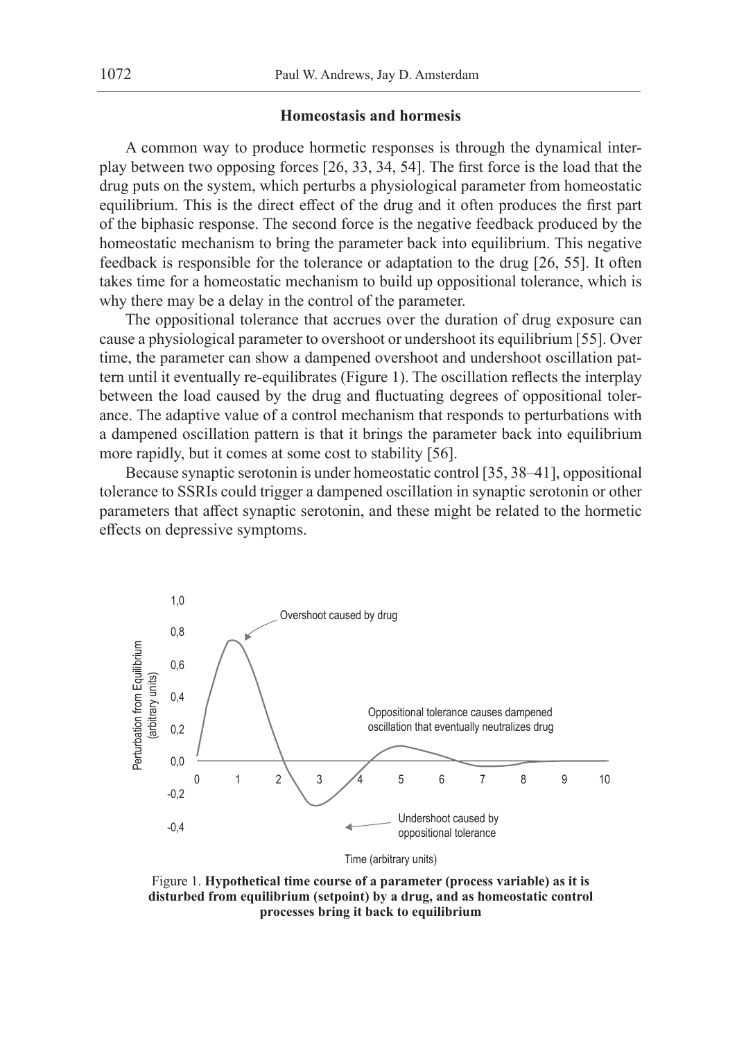### Homeostasis and hormesis

A common way to produce hormetic responses is through the dynamical interplay between two opposing forces [26, 33, 34, 54]. The first force is the load that the drug puts on the system, which perturbs a physiological parameter from homeostatic equilibrium. This is the direct effect of the drug and it often produces the first part of the biphasic response. The second force is the negative feedback produced by the homeostatic mechanism to bring the parameter back into equilibrium. This negative feedback is responsible for the tolerance or adaptation to the drug [26, 55]. It often takes time for a homeostatic mechanism to build up oppositional tolerance, which is why there may be a delay in the control of the parameter.

The oppositional tolerance that accrues over the duration of drug exposure can cause a physiological parameter to overshoot or undershoot its equilibrium [55]. Over time, the parameter can show a dampened overshoot and undershoot oscillation pattern until it eventually re-equilibrates (Figure 1). The oscillation reflects the interplay between the load caused by the drug and fluctuating degrees of oppositional tolerance. The adaptive value of a control mechanism that responds to perturbations with a dampened oscillation pattern is that it brings the parameter back into equilibrium more rapidly, but it comes at some cost to stability [56].

Because synaptic serotonin is under homeostatic control [35, 38–41], oppositional tolerance to SSRIs could trigger a dampened oscillation in synaptic serotonin or other parameters that affect synaptic serotonin, and these might be related to the hormetic effects on depressive symptoms.

Figure 1. **Hypothetical time course of a parameter (process variable) as it is disturbed from equilibrium (setpoint) by a drug, and as homeostatic control processes bring it back to equilibrium**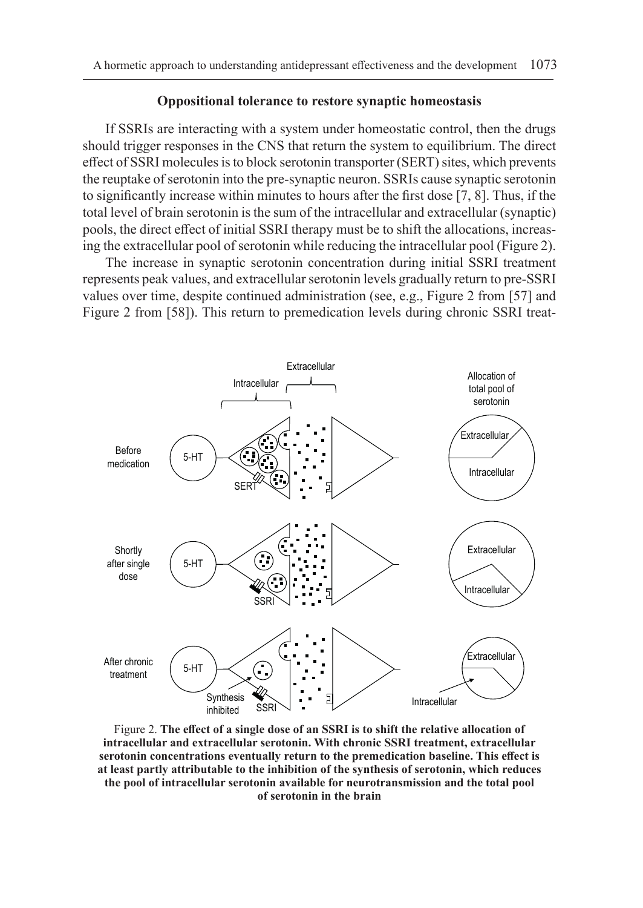### Oppositional tolerance to restore synaptic homeostasis

If SSRIs are interacting with a system under homeostatic control, then the drugs should trigger responses in the CNS that return the system to equilibrium. The direct effect of SSRI molecules is to block serotonin transporter (SERT) sites, which prevents the reuptake of serotonin into the pre-synaptic neuron. SSRIs cause synaptic serotonin to significantly increase within minutes to hours after the first dose [7, 8]. Thus, if the total level of brain serotonin is the sum of the intracellular and extracellular (synaptic) pools, the direct effect of initial SSRI therapy must be to shift the allocations, increasing the extracellular pool of serotonin while reducing the intracellular pool (Figure 2).

The increase in synaptic serotonin concentration during initial SSRI treatment represents peak values, and extracellular serotonin levels gradually return to pre-SSRI values over time, despite continued administration (see, e.g., Figure 2 from [57] and Figure 2 from [58]). This return to premedication levels during chronic SSRI treat-

Figure 2. **The effect of a single dose of an SSRI is to shift the relative allocation of intracellular and extracellular serotonin. With chronic SSRI treatment, extracellular serotonin concentrations eventually return to the premedication baseline. This effect is at least partly attributable to the inhibition of the synthesis of serotonin, which reduces the pool of intracellular serotonin available for neurotransmission and the total pool of serotonin in the brain**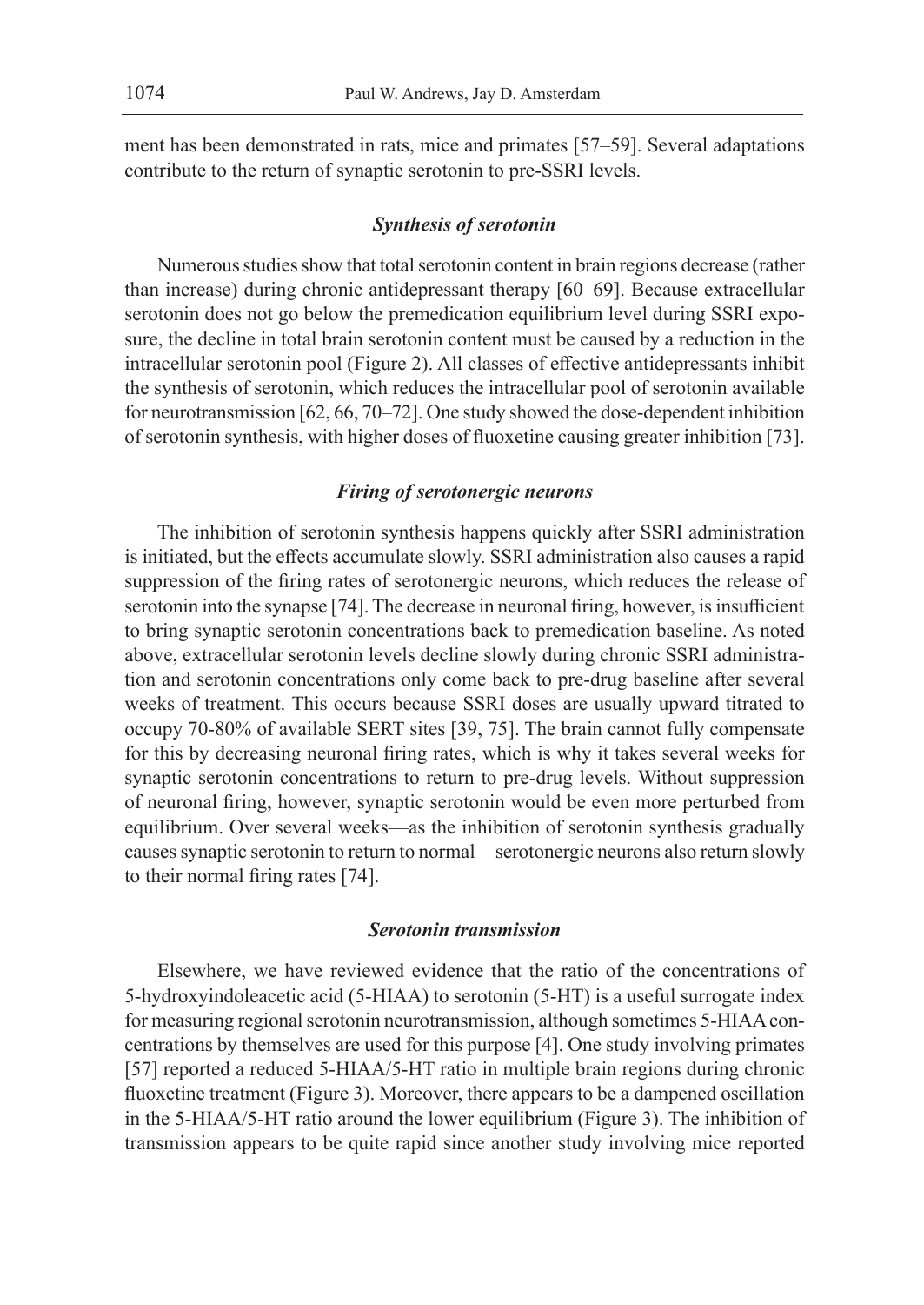ment has been demonstrated in rats, mice and primates [57–59]. Several adaptations contribute to the return of synaptic serotonin to pre-SSRI levels.

### *Synthesis of serotonin*

Numerous studies show that total serotonin content in brain regions decrease (rather than increase) during chronic antidepressant therapy [60–69]. Because extracellular serotonin does not go below the premedication equilibrium level during SSRI exposure, the decline in total brain serotonin content must be caused by a reduction in the intracellular serotonin pool (Figure 2). All classes of effective antidepressants inhibit the synthesis of serotonin, which reduces the intracellular pool of serotonin available for neurotransmission [62, 66, 70–72]. One study showed the dose-dependent inhibition of serotonin synthesis, with higher doses of fluoxetine causing greater inhibition [73].

### *Firing of serotonergic neurons*

The inhibition of serotonin synthesis happens quickly after SSRI administration is initiated, but the effects accumulate slowly. SSRI administration also causes a rapid suppression of the firing rates of serotonergic neurons, which reduces the release of serotonin into the synapse [74]. The decrease in neuronal firing, however, is insufficient to bring synaptic serotonin concentrations back to premedication baseline. As noted above, extracellular serotonin levels decline slowly during chronic SSRI administration and serotonin concentrations only come back to pre-drug baseline after several weeks of treatment. This occurs because SSRI doses are usually upward titrated to occupy 70-80% of available SERT sites [39, 75]. The brain cannot fully compensate for this by decreasing neuronal firing rates, which is why it takes several weeks for synaptic serotonin concentrations to return to pre-drug levels. Without suppression of neuronal firing, however, synaptic serotonin would be even more perturbed from equilibrium. Over several weeks—as the inhibition of serotonin synthesis gradually causes synaptic serotonin to return to normal—serotonergic neurons also return slowly to their normal firing rates [74].

### *Serotonin transmission*

Elsewhere, we have reviewed evidence that the ratio of the concentrations of 5-hydroxyindoleacetic acid (5-HIAA) to serotonin (5-HT) is a useful surrogate index for measuring regional serotonin neurotransmission, although sometimes 5-HIAA concentrations by themselves are used for this purpose [4]. One study involving primates [57] reported a reduced 5-HIAA/5-HT ratio in multiple brain regions during chronic fluoxetine treatment (Figure 3). Moreover, there appears to be a dampened oscillation in the 5-HIAA/5-HT ratio around the lower equilibrium (Figure 3). The inhibition of transmission appears to be quite rapid since another study involving mice reported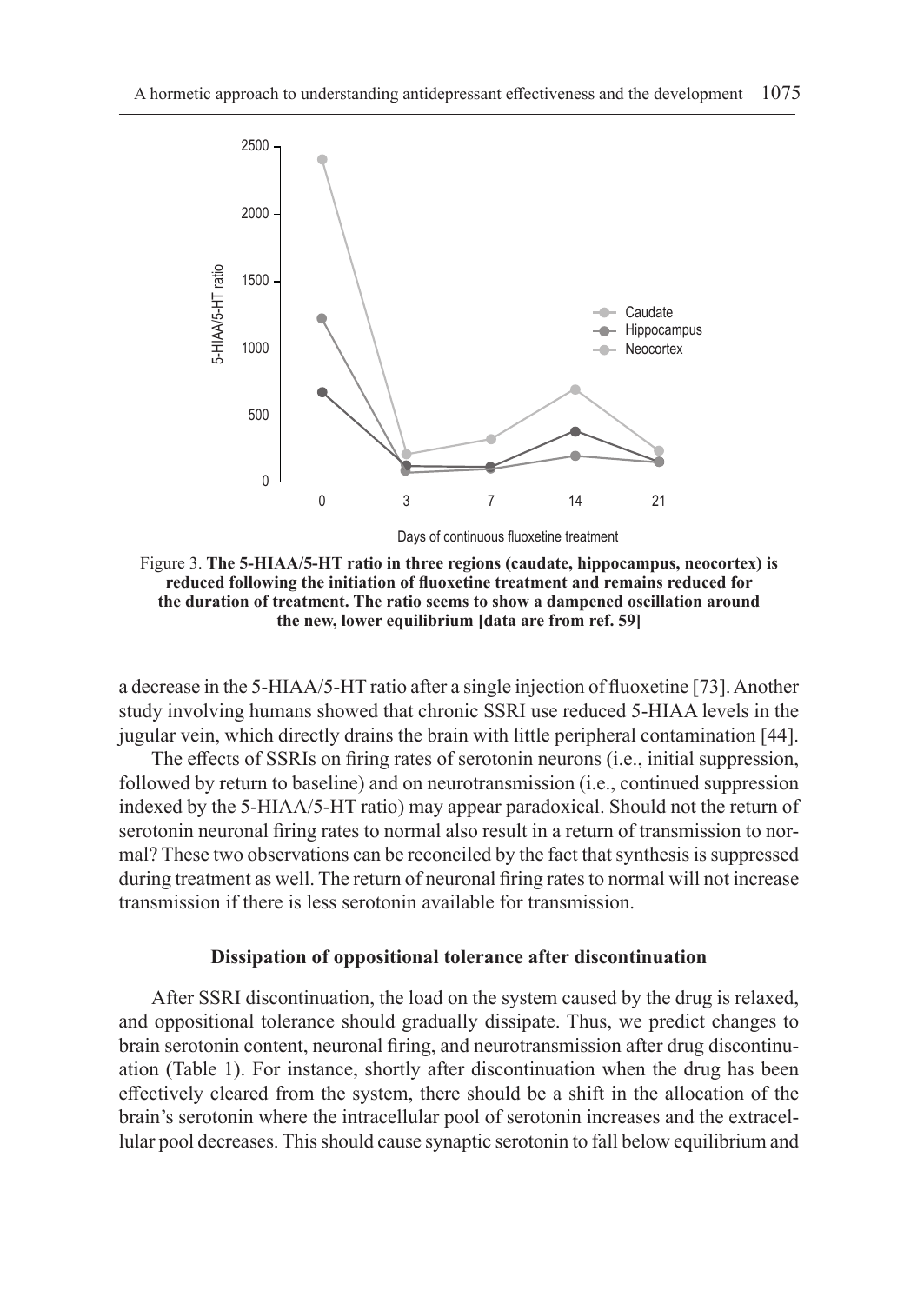Figure 3. **The 5-HIAA/5-HT ratio in three regions (caudate, hippocampus, neocortex) is reduced following the initiation of fluoxetine treatment and remains reduced for the duration of treatment. The ratio seems to show a dampened oscillation around the new, lower equilibrium [data are from ref. 59]**

a decrease in the 5-HIAA/5-HT ratio after a single injection of fluoxetine [73]. Another study involving humans showed that chronic SSRI use reduced 5-HIAA levels in the jugular vein, which directly drains the brain with little peripheral contamination [44].

The effects of SSRIs on firing rates of serotonin neurons (i.e., initial suppression, followed by return to baseline) and on neurotransmission (i.e., continued suppression indexed by the 5-HIAA/5-HT ratio) may appear paradoxical. Should not the return of serotonin neuronal firing rates to normal also result in a return of transmission to normal? These two observations can be reconciled by the fact that synthesis is suppressed during treatment as well. The return of neuronal firing rates to normal will not increase transmission if there is less serotonin available for transmission.

### Dissipation of oppositional tolerance after discontinuation

After SSRI discontinuation, the load on the system caused by the drug is relaxed, and oppositional tolerance should gradually dissipate. Thus, we predict changes to brain serotonin content, neuronal firing, and neurotransmission after drug discontinuation (Table 1). For instance, shortly after discontinuation when the drug has been effectively cleared from the system, there should be a shift in the allocation of the brain's serotonin where the intracellular pool of serotonin increases and the extracellular pool decreases. This should cause synaptic serotonin to fall below equilibrium and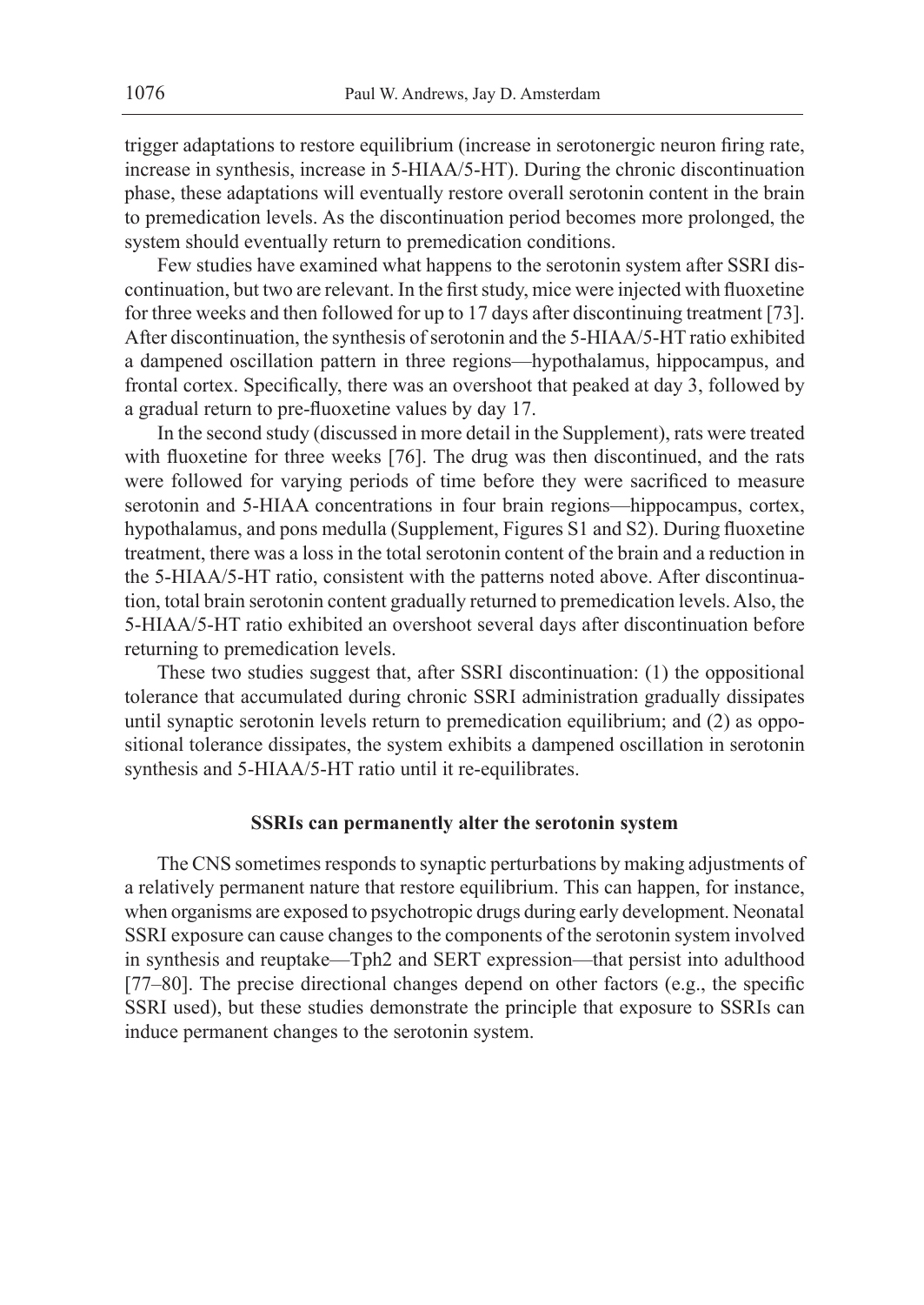trigger adaptations to restore equilibrium (increase in serotonergic neuron firing rate, increase in synthesis, increase in 5-HIAA/5-HT). During the chronic discontinuation phase, these adaptations will eventually restore overall serotonin content in the brain to premedication levels. As the discontinuation period becomes more prolonged, the system should eventually return to premedication conditions.

Few studies have examined what happens to the serotonin system after SSRI discontinuation, but two are relevant. In the first study, mice were injected with fluoxetine for three weeks and then followed for up to 17 days after discontinuing treatment [73]. After discontinuation, the synthesis of serotonin and the 5-HIAA/5-HT ratio exhibited a dampened oscillation pattern in three regions—hypothalamus, hippocampus, and frontal cortex. Specifically, there was an overshoot that peaked at day 3, followed by a gradual return to pre-fluoxetine values by day 17.

In the second study (discussed in more detail in the Supplement), rats were treated with fluoxetine for three weeks [76]. The drug was then discontinued, and the rats were followed for varying periods of time before they were sacrificed to measure serotonin and 5-HIAA concentrations in four brain regions—hippocampus, cortex, hypothalamus, and pons medulla (Supplement, Figures S1 and S2). During fluoxetine treatment, there was a loss in the total serotonin content of the brain and a reduction in the 5-HIAA/5-HT ratio, consistent with the patterns noted above. After discontinuation, total brain serotonin content gradually returned to premedication levels. Also, the 5-HIAA/5-HT ratio exhibited an overshoot several days after discontinuation before returning to premedication levels.

These two studies suggest that, after SSRI discontinuation: (1) the oppositional tolerance that accumulated during chronic SSRI administration gradually dissipates until synaptic serotonin levels return to premedication equilibrium; and (2) as oppositional tolerance dissipates, the system exhibits a dampened oscillation in serotonin synthesis and 5-HIAA/5-HT ratio until it re-equilibrates.

## SSRIs can permanently alter the serotonin system

The CNS sometimes responds to synaptic perturbations by making adjustments of a relatively permanent nature that restore equilibrium. This can happen, for instance, when organisms are exposed to psychotropic drugs during early development. Neonatal SSRI exposure can cause changes to the components of the serotonin system involved in synthesis and reuptake—Tph2 and SERT expression—that persist into adulthood [77–80]. The precise directional changes depend on other factors (e.g., the specific SSRI used), but these studies demonstrate the principle that exposure to SSRIs can induce permanent changes to the serotonin system.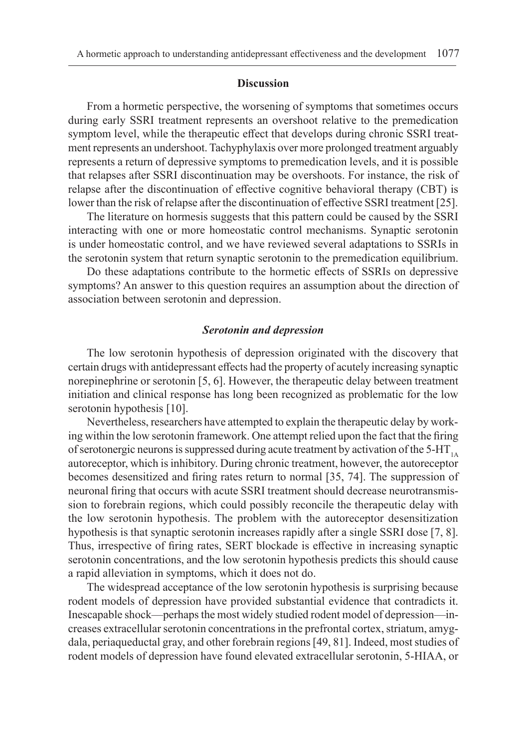## Discussion

From a hormetic perspective, the worsening of symptoms that sometimes occurs during early SSRI treatment represents an overshoot relative to the premedication symptom level, while the therapeutic effect that develops during chronic SSRI treatment represents an undershoot. Tachyphylaxis over more prolonged treatment arguably represents a return of depressive symptoms to premedication levels, and it is possible that relapses after SSRI discontinuation may be overshoots. For instance, the risk of relapse after the discontinuation of effective cognitive behavioral therapy (CBT) is lower than the risk of relapse after the discontinuation of effective SSRI treatment [25].

The literature on hormesis suggests that this pattern could be caused by the SSRI interacting with one or more homeostatic control mechanisms. Synaptic serotonin is under homeostatic control, and we have reviewed several adaptations to SSRIs in the serotonin system that return synaptic serotonin to the premedication equilibrium.

Do these adaptations contribute to the hormetic effects of SSRIs on depressive symptoms? An answer to this question requires an assumption about the direction of association between serotonin and depression.

### *Serotonin and depression*

The low serotonin hypothesis of depression originated with the discovery that certain drugs with antidepressant effects had the property of acutely increasing synaptic norepinephrine or serotonin [5, 6]. However, the therapeutic delay between treatment initiation and clinical response has long been recognized as problematic for the low serotonin hypothesis [10].

Nevertheless, researchers have attempted to explain the therapeutic delay by working within the low serotonin framework. One attempt relied upon the fact that the firing of serotonergic neurons is suppressed during acute treatment by activation of the 5-$HT_{1A}$ autoreceptor, which is inhibitory. During chronic treatment, however, the autoreceptor becomes desensitized and firing rates return to normal [35, 74]. The suppression of neuronal firing that occurs with acute SSRI treatment should decrease neurotransmission to forebrain regions, which could possibly reconcile the therapeutic delay with the low serotonin hypothesis. The problem with the autoreceptor desensitization hypothesis is that synaptic serotonin increases rapidly after a single SSRI dose [7, 8]. Thus, irrespective of firing rates, SERT blockade is effective in increasing synaptic serotonin concentrations, and the low serotonin hypothesis predicts this should cause a rapid alleviation in symptoms, which it does not do.

The widespread acceptance of the low serotonin hypothesis is surprising because rodent models of depression have provided substantial evidence that contradicts it. Inescapable shock—perhaps the most widely studied rodent model of depression—increases extracellular serotonin concentrations in the prefrontal cortex, striatum, amygdala, periaqueductal gray, and other forebrain regions [49, 81]. Indeed, most studies of rodent models of depression have found elevated extracellular serotonin, 5-HIAA, or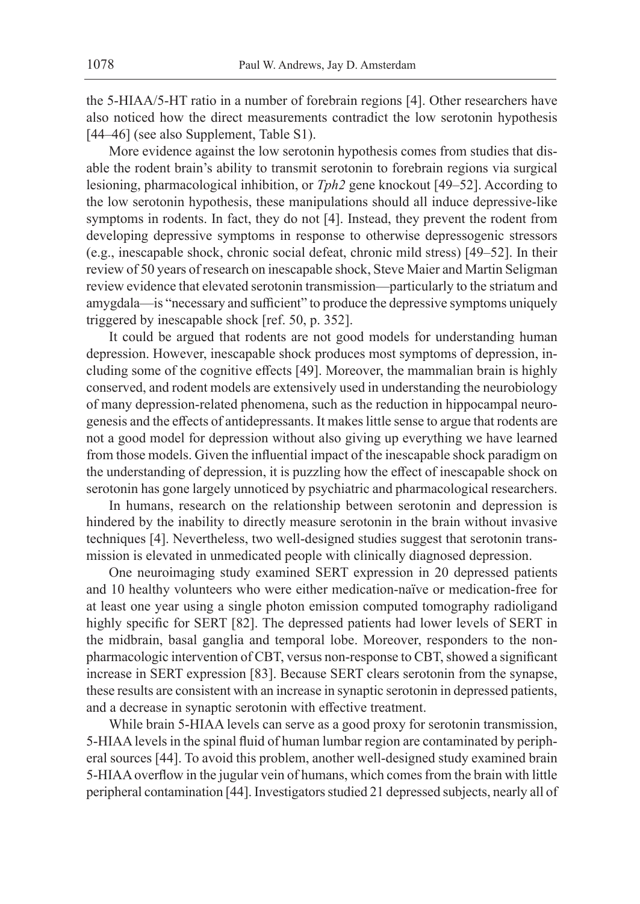the 5-HIAA/5-HT ratio in a number of forebrain regions [4]. Other researchers have also noticed how the direct measurements contradict the low serotonin hypothesis [44–46] (see also Supplement, Table S1).

More evidence against the low serotonin hypothesis comes from studies that disable the rodent brain's ability to transmit serotonin to forebrain regions via surgical lesioning, pharmacological inhibition, or *Tph2* gene knockout [49–52]. According to the low serotonin hypothesis, these manipulations should all induce depressive-like symptoms in rodents. In fact, they do not [4]. Instead, they prevent the rodent from developing depressive symptoms in response to otherwise depressogenic stressors (e.g., inescapable shock, chronic social defeat, chronic mild stress) [49–52]. In their review of 50 years of research on inescapable shock, Steve Maier and Martin Seligman review evidence that elevated serotonin transmission—particularly to the striatum and amygdala—is "necessary and sufficient" to produce the depressive symptoms uniquely triggered by inescapable shock [ref. 50, p. 352].

It could be argued that rodents are not good models for understanding human depression. However, inescapable shock produces most symptoms of depression, including some of the cognitive effects [49]. Moreover, the mammalian brain is highly conserved, and rodent models are extensively used in understanding the neurobiology of many depression-related phenomena, such as the reduction in hippocampal neurogenesis and the effects of antidepressants. It makes little sense to argue that rodents are not a good model for depression without also giving up everything we have learned from those models. Given the influential impact of the inescapable shock paradigm on the understanding of depression, it is puzzling how the effect of inescapable shock on serotonin has gone largely unnoticed by psychiatric and pharmacological researchers.

In humans, research on the relationship between serotonin and depression is hindered by the inability to directly measure serotonin in the brain without invasive techniques [4]. Nevertheless, two well-designed studies suggest that serotonin transmission is elevated in unmedicated people with clinically diagnosed depression.

One neuroimaging study examined SERT expression in 20 depressed patients and 10 healthy volunteers who were either medication-naïve or medication-free for at least one year using a single photon emission computed tomography radioligand highly specific for SERT [82]. The depressed patients had lower levels of SERT in the midbrain, basal ganglia and temporal lobe. Moreover, responders to the non-pharmacologic intervention of CBT, versus non-response to CBT, showed a significant increase in SERT expression [83]. Because SERT clears serotonin from the synapse, these results are consistent with an increase in synaptic serotonin in depressed patients, and a decrease in synaptic serotonin with effective treatment.

While brain 5-HIAA levels can serve as a good proxy for serotonin transmission, 5-HIAA levels in the spinal fluid of human lumbar region are contaminated by peripheral sources [44]. To avoid this problem, another well-designed study examined brain 5-HIAA overflow in the jugular vein of humans, which comes from the brain with little peripheral contamination [44]. Investigators studied 21 depressed subjects, nearly all of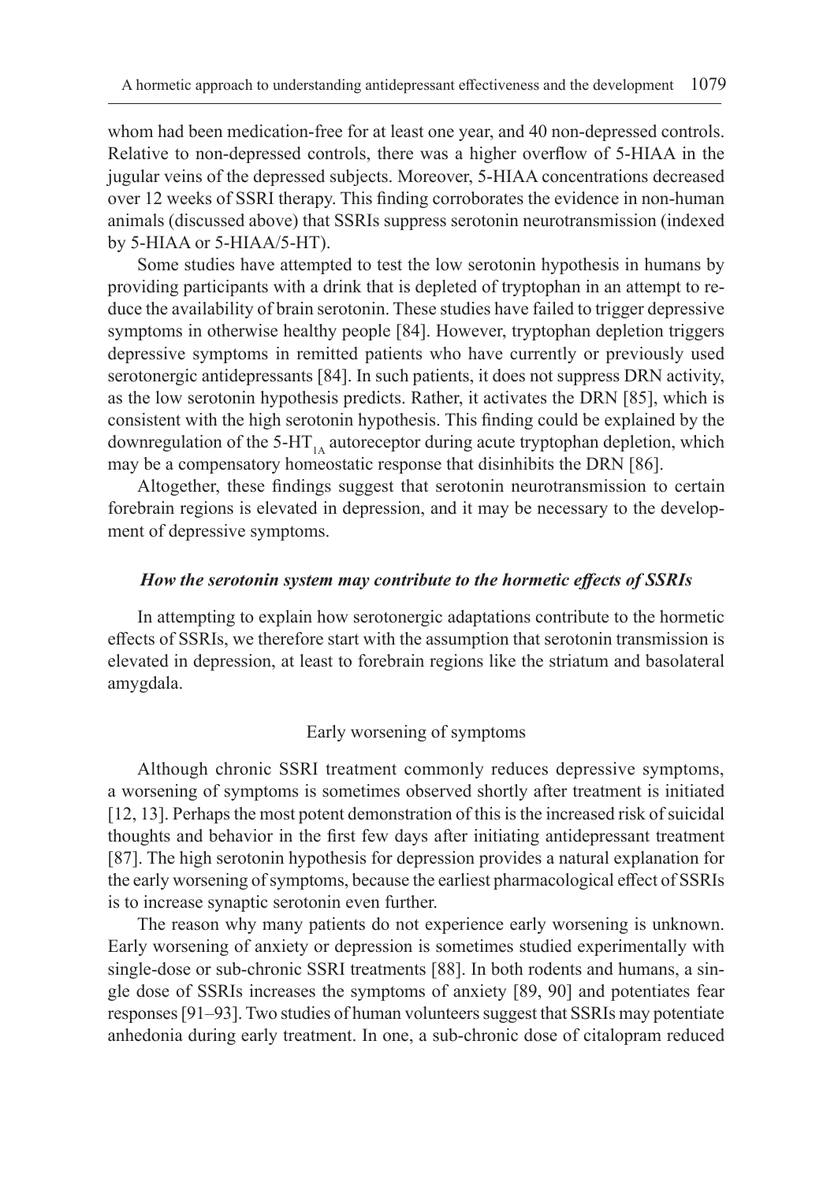whom had been medication-free for at least one year, and 40 non-depressed controls. Relative to non-depressed controls, there was a higher overflow of 5-HIAA in the jugular veins of the depressed subjects. Moreover, 5-HIAA concentrations decreased over 12 weeks of SSRI therapy. This finding corroborates the evidence in non-human animals (discussed above) that SSRIs suppress serotonin neurotransmission (indexed by 5-HIAA or 5-HIAA/5-HT).

Some studies have attempted to test the low serotonin hypothesis in humans by providing participants with a drink that is depleted of tryptophan in an attempt to reduce the availability of brain serotonin. These studies have failed to trigger depressive symptoms in otherwise healthy people [84]. However, tryptophan depletion triggers depressive symptoms in remitted patients who have currently or previously used serotonergic antidepressants [84]. In such patients, it does not suppress DRN activity, as the low serotonin hypothesis predicts. Rather, it activates the DRN [85], which is consistent with the high serotonin hypothesis. This finding could be explained by the downregulation of the 5-$HT_{1A}$ autoreceptor during acute tryptophan depletion, which may be a compensatory homeostatic response that disinhibits the DRN [86].

Altogether, these findings suggest that serotonin neurotransmission to certain forebrain regions is elevated in depression, and it may be necessary to the development of depressive symptoms.

### *How the serotonin system may contribute to the hormetic effects of SSRIs*

In attempting to explain how serotonergic adaptations contribute to the hormetic effects of SSRIs, we therefore start with the assumption that serotonin transmission is elevated in depression, at least to forebrain regions like the striatum and basolateral amygdala.

#### Early worsening of symptoms

Although chronic SSRI treatment commonly reduces depressive symptoms, a worsening of symptoms is sometimes observed shortly after treatment is initiated [12, 13]. Perhaps the most potent demonstration of this is the increased risk of suicidal thoughts and behavior in the first few days after initiating antidepressant treatment [87]. The high serotonin hypothesis for depression provides a natural explanation for the early worsening of symptoms, because the earliest pharmacological effect of SSRIs is to increase synaptic serotonin even further.

The reason why many patients do not experience early worsening is unknown. Early worsening of anxiety or depression is sometimes studied experimentally with single-dose or sub-chronic SSRI treatments [88]. In both rodents and humans, a single dose of SSRIs increases the symptoms of anxiety [89, 90] and potentiates fear responses [91–93]. Two studies of human volunteers suggest that SSRIs may potentiate anhedonia during early treatment. In one, a sub-chronic dose of citalopram reduced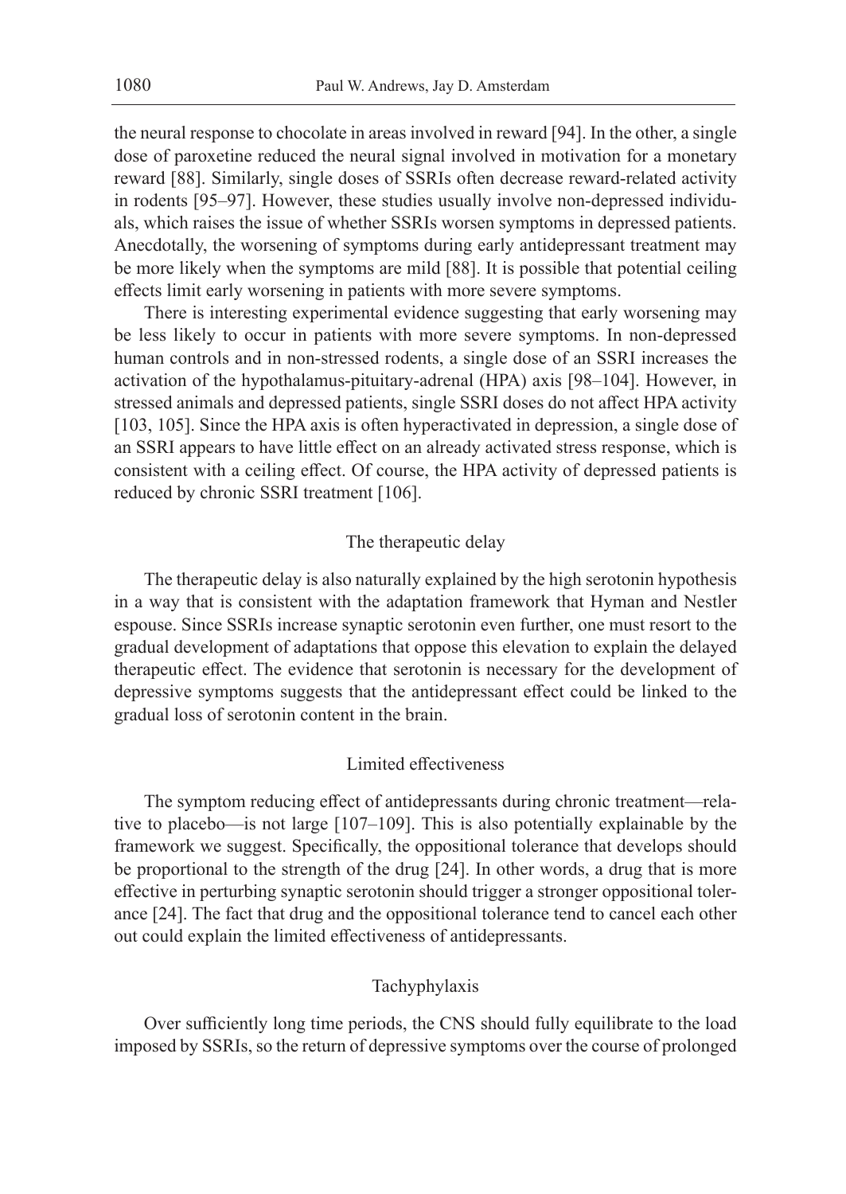the neural response to chocolate in areas involved in reward [94]. In the other, a single dose of paroxetine reduced the neural signal involved in motivation for a monetary reward [88]. Similarly, single doses of SSRIs often decrease reward-related activity in rodents [95–97]. However, these studies usually involve non-depressed individuals, which raises the issue of whether SSRIs worsen symptoms in depressed patients. Anecdotally, the worsening of symptoms during early antidepressant treatment may be more likely when the symptoms are mild [88]. It is possible that potential ceiling effects limit early worsening in patients with more severe symptoms.

There is interesting experimental evidence suggesting that early worsening may be less likely to occur in patients with more severe symptoms. In non-depressed human controls and in non-stressed rodents, a single dose of an SSRI increases the activation of the hypothalamus-pituitary-adrenal (HPA) axis [98–104]. However, in stressed animals and depressed patients, single SSRI doses do not affect HPA activity [103, 105]. Since the HPA axis is often hyperactivated in depression, a single dose of an SSRI appears to have little effect on an already activated stress response, which is consistent with a ceiling effect. Of course, the HPA activity of depressed patients is reduced by chronic SSRI treatment [106].

## The therapeutic delay

The therapeutic delay is also naturally explained by the high serotonin hypothesis in a way that is consistent with the adaptation framework that Hyman and Nestler espouse. Since SSRIs increase synaptic serotonin even further, one must resort to the gradual development of adaptations that oppose this elevation to explain the delayed therapeutic effect. The evidence that serotonin is necessary for the development of depressive symptoms suggests that the antidepressant effect could be linked to the gradual loss of serotonin content in the brain.

## Limited effectiveness

The symptom reducing effect of antidepressants during chronic treatment—relative to placebo—is not large [107–109]. This is also potentially explainable by the framework we suggest. Specifically, the oppositional tolerance that develops should be proportional to the strength of the drug [24]. In other words, a drug that is more effective in perturbing synaptic serotonin should trigger a stronger oppositional tolerance [24]. The fact that drug and the oppositional tolerance tend to cancel each other out could explain the limited effectiveness of antidepressants.

## Tachyphylaxis

Over sufficiently long time periods, the CNS should fully equilibrate to the load imposed by SSRIs, so the return of depressive symptoms over the course of prolonged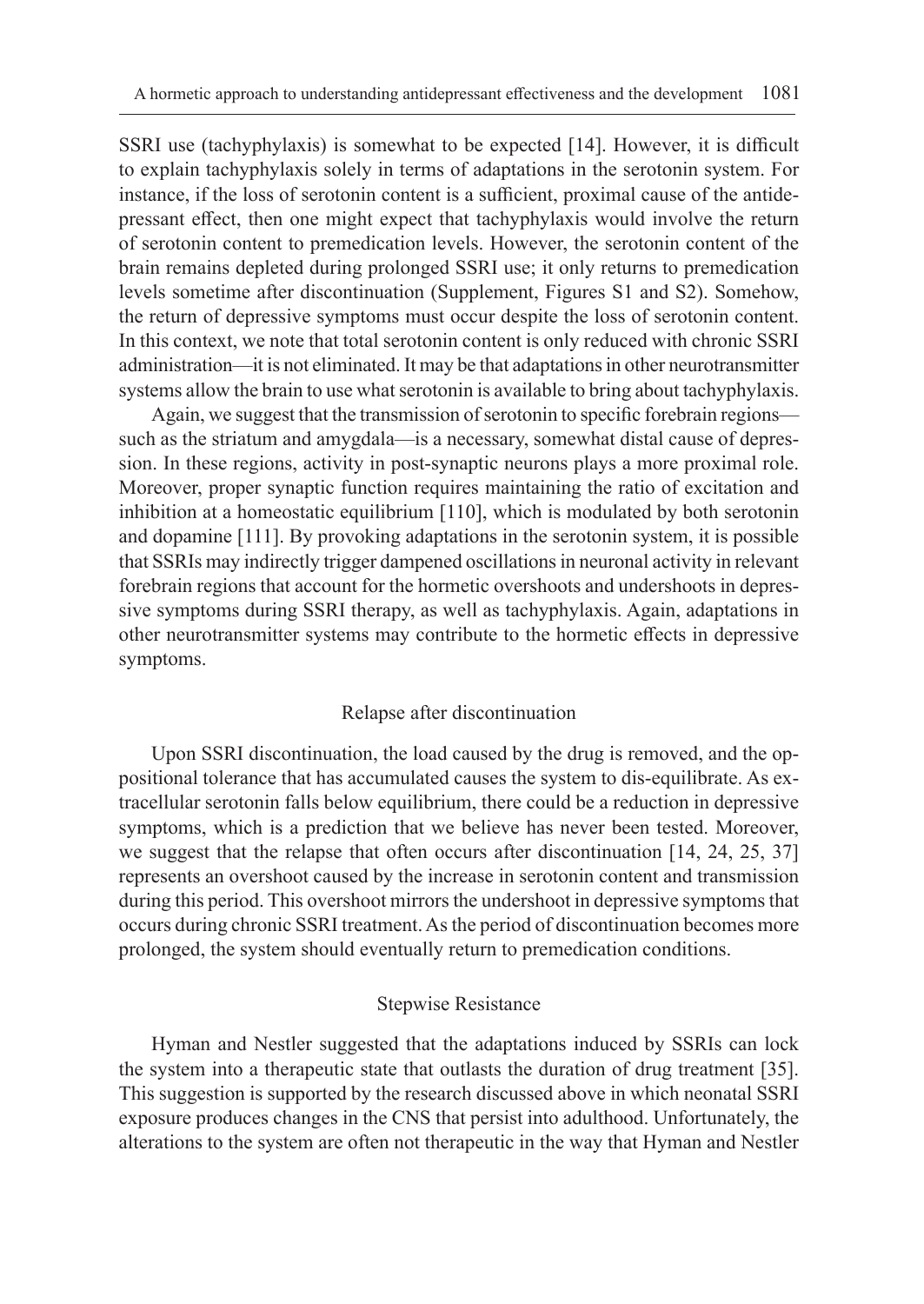SSRI use (tachyphylaxis) is somewhat to be expected [14]. However, it is difficult to explain tachyphylaxis solely in terms of adaptations in the serotonin system. For instance, if the loss of serotonin content is a sufficient, proximal cause of the antidepressant effect, then one might expect that tachyphylaxis would involve the return of serotonin content to premedication levels. However, the serotonin content of the brain remains depleted during prolonged SSRI use; it only returns to premedication levels sometime after discontinuation (Supplement, Figures S1 and S2). Somehow, the return of depressive symptoms must occur despite the loss of serotonin content. In this context, we note that total serotonin content is only reduced with chronic SSRI administration—it is not eliminated. It may be that adaptations in other neurotransmitter systems allow the brain to use what serotonin is available to bring about tachyphylaxis.

Again, we suggest that the transmission of serotonin to specific forebrain regions—such as the striatum and amygdala—is a necessary, somewhat distal cause of depression. In these regions, activity in post-synaptic neurons plays a more proximal role. Moreover, proper synaptic function requires maintaining the ratio of excitation and inhibition at a homeostatic equilibrium [110], which is modulated by both serotonin and dopamine [111]. By provoking adaptations in the serotonin system, it is possible that SSRIs may indirectly trigger dampened oscillations in neuronal activity in relevant forebrain regions that account for the hormetic overshoots and undershoots in depressive symptoms during SSRI therapy, as well as tachyphylaxis. Again, adaptations in other neurotransmitter systems may contribute to the hormetic effects in depressive symptoms.

### Relapse after discontinuation

Upon SSRI discontinuation, the load caused by the drug is removed, and the oppositional tolerance that has accumulated causes the system to dis-equilibrate. As extracellular serotonin falls below equilibrium, there could be a reduction in depressive symptoms, which is a prediction that we believe has never been tested. Moreover, we suggest that the relapse that often occurs after discontinuation [14, 24, 25, 37] represents an overshoot caused by the increase in serotonin content and transmission during this period. This overshoot mirrors the undershoot in depressive symptoms that occurs during chronic SSRI treatment. As the period of discontinuation becomes more prolonged, the system should eventually return to premedication conditions.

### Stepwise Resistance

Hyman and Nestler suggested that the adaptations induced by SSRIs can lock the system into a therapeutic state that outlasts the duration of drug treatment [35]. This suggestion is supported by the research discussed above in which neonatal SSRI exposure produces changes in the CNS that persist into adulthood. Unfortunately, the alterations to the system are often not therapeutic in the way that Hyman and Nestler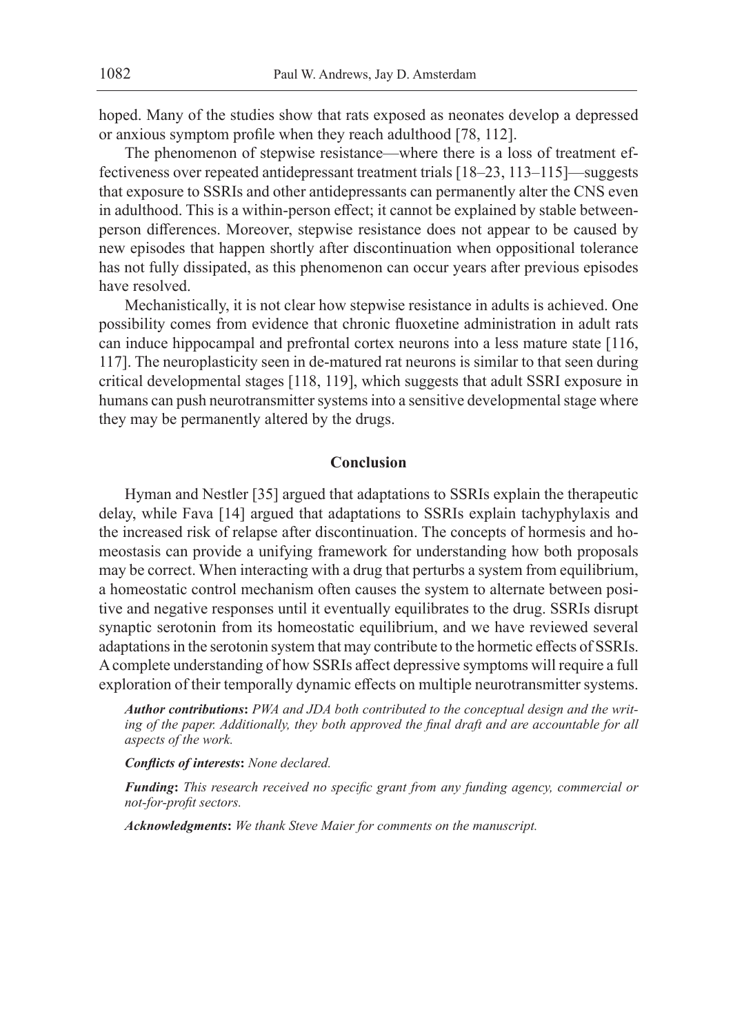hoped. Many of the studies show that rats exposed as neonates develop a depressed or anxious symptom profile when they reach adulthood [78, 112].

The phenomenon of stepwise resistance—where there is a loss of treatment effectiveness over repeated antidepressant treatment trials [18–23, 113–115]—suggests that exposure to SSRIs and other antidepressants can permanently alter the CNS even in adulthood. This is a within-person effect; it cannot be explained by stable between-person differences. Moreover, stepwise resistance does not appear to be caused by new episodes that happen shortly after discontinuation when oppositional tolerance has not fully dissipated, as this phenomenon can occur years after previous episodes have resolved.

Mechanistically, it is not clear how stepwise resistance in adults is achieved. One possibility comes from evidence that chronic fluoxetine administration in adult rats can induce hippocampal and prefrontal cortex neurons into a less mature state [116, 117]. The neuroplasticity seen in de-matured rat neurons is similar to that seen during critical developmental stages [118, 119], which suggests that adult SSRI exposure in humans can push neurotransmitter systems into a sensitive developmental stage where they may be permanently altered by the drugs.

## Conclusion

Hyman and Nestler [35] argued that adaptations to SSRIs explain the therapeutic delay, while Fava [14] argued that adaptations to SSRIs explain tachyphylaxis and the increased risk of relapse after discontinuation. The concepts of hormesis and homeostasis can provide a unifying framework for understanding how both proposals may be correct. When interacting with a drug that perturbs a system from equilibrium, a homeostatic control mechanism often causes the system to alternate between positive and negative responses until it eventually equilibrates to the drug. SSRIs disrupt synaptic serotonin from its homeostatic equilibrium, and we have reviewed several adaptations in the serotonin system that may contribute to the hormetic effects of SSRIs. A complete understanding of how SSRIs affect depressive symptoms will require a full exploration of their temporally dynamic effects on multiple neurotransmitter systems.

***Author contributions*:** *PWA and JDA both contributed to the conceptual design and the writing of the paper. Additionally, they both approved the final draft and are accountable for all aspects of the work.*

***Conflicts of interests*:** *None declared.*

***Funding*:** *This research received no specific grant from any funding agency, commercial or not-for-profit sectors.*

***Acknowledgments*:** *We thank Steve Maier for comments on the manuscript.*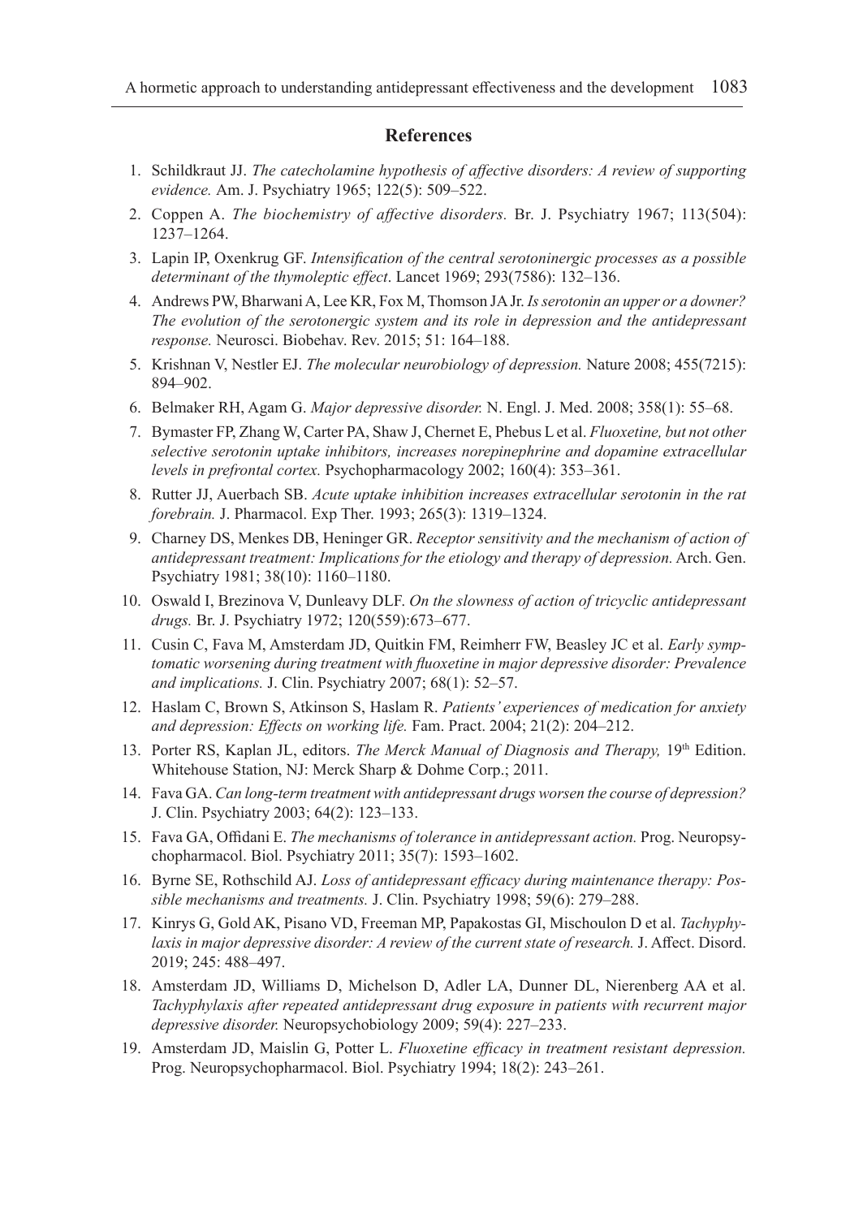## References

1. Schildkraut JJ. *The catecholamine hypothesis of affective disorders: A review of supporting evidence.* Am. J. Psychiatry 1965; 122(5): 509–522.
2. Coppen A. *The biochemistry of affective disorders.* Br. J. Psychiatry 1967; 113(504): 1237–1264.
3. Lapin IP, Oxenkrug GF. *Intensification of the central serotoninergic processes as a possible determinant of the thymoleptic effect*. Lancet 1969; 293(7586): 132–136.
4. Andrews PW, Bharwani A, Lee KR, Fox M, Thomson JA Jr. *Is serotonin an upper or a downer? The evolution of the serotonergic system and its role in depression and the antidepressant response.* Neurosci. Biobehav. Rev. 2015; 51: 164–188.
5. Krishnan V, Nestler EJ. *The molecular neurobiology of depression.* Nature 2008; 455(7215): 894–902.
6. Belmaker RH, Agam G. *Major depressive disorder.* N. Engl. J. Med. 2008; 358(1): 55–68.
7. Bymaster FP, Zhang W, Carter PA, Shaw J, Chernet E, Phebus L et al. *Fluoxetine, but not other selective serotonin uptake inhibitors, increases norepinephrine and dopamine extracellular levels in prefrontal cortex.* Psychopharmacology 2002; 160(4): 353–361.
8. Rutter JJ, Auerbach SB. *Acute uptake inhibition increases extracellular serotonin in the rat forebrain.* J. Pharmacol. Exp Ther. 1993; 265(3): 1319–1324.
9. Charney DS, Menkes DB, Heninger GR. *Receptor sensitivity and the mechanism of action of antidepressant treatment: Implications for the etiology and therapy of depression.* Arch. Gen. Psychiatry 1981; 38(10): 1160–1180.
10. Oswald I, Brezinova V, Dunleavy DLF. *On the slowness of action of tricyclic antidepressant drugs.* Br. J. Psychiatry 1972; 120(559):673–677.
11. Cusin C, Fava M, Amsterdam JD, Quitkin FM, Reimherr FW, Beasley JC et al. *Early symptomatic worsening during treatment with fluoxetine in major depressive disorder: Prevalence and implications.* J. Clin. Psychiatry 2007; 68(1): 52–57.
12. Haslam C, Brown S, Atkinson S, Haslam R. *Patients' experiences of medication for anxiety and depression: Effects on working life.* Fam. Pract. 2004; 21(2): 204–212.
13. Porter RS, Kaplan JL, editors. *The Merck Manual of Diagnosis and Therapy,* 19th Edition. Whitehouse Station, NJ: Merck Sharp & Dohme Corp.; 2011.
14. Fava GA. *Can long-term treatment with antidepressant drugs worsen the course of depression?* J. Clin. Psychiatry 2003; 64(2): 123–133.
15. Fava GA, Offidani E. *The mechanisms of tolerance in antidepressant action.* Prog. Neuropsychopharmacol. Biol. Psychiatry 2011; 35(7): 1593–1602.
16. Byrne SE, Rothschild AJ. *Loss of antidepressant efficacy during maintenance therapy: Possible mechanisms and treatments.* J. Clin. Psychiatry 1998; 59(6): 279–288.
17. Kinrys G, Gold AK, Pisano VD, Freeman MP, Papakostas GI, Mischoulon D et al. *Tachyphylaxis in major depressive disorder: A review of the current state of research.* J. Affect. Disord. 2019; 245: 488–497.
18. Amsterdam JD, Williams D, Michelson D, Adler LA, Dunner DL, Nierenberg AA et al. *Tachyphylaxis after repeated antidepressant drug exposure in patients with recurrent major depressive disorder.* Neuropsychobiology 2009; 59(4): 227–233.
19. Amsterdam JD, Maislin G, Potter L. *Fluoxetine efficacy in treatment resistant depression.* Prog. Neuropsychopharmacol. Biol. Psychiatry 1994; 18(2): 243–261.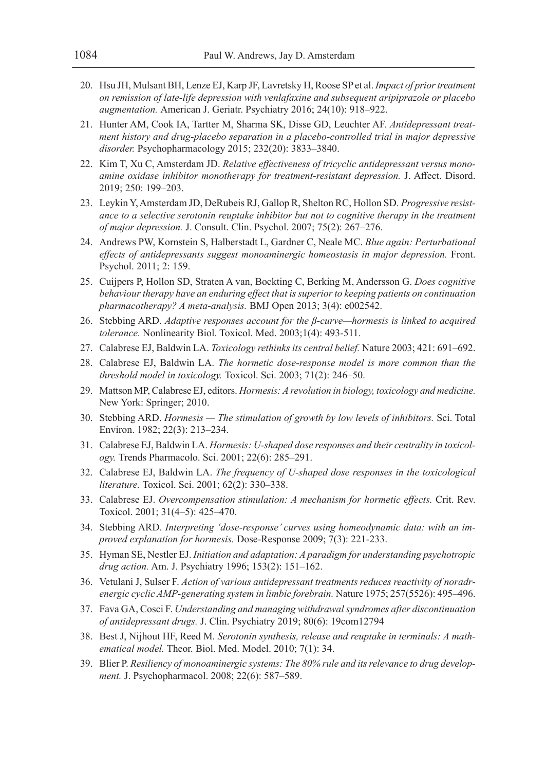20. Hsu JH, Mulsant BH, Lenze EJ, Karp JF, Lavretsky H, Roose SP et al. *Impact of prior treatment on remission of late-life depression with venlafaxine and subsequent aripiprazole or placebo augmentation.* American J. Geriatr. Psychiatry 2016; 24(10): 918–922.
21. Hunter AM, Cook IA, Tartter M, Sharma SK, Disse GD, Leuchter AF. *Antidepressant treatment history and drug-placebo separation in a placebo-controlled trial in major depressive disorder.* Psychopharmacology 2015; 232(20): 3833–3840.
22. Kim T, Xu C, Amsterdam JD. *Relative effectiveness of tricyclic antidepressant versus monoamine oxidase inhibitor monotherapy for treatment-resistant depression.* J. Affect. Disord. 2019; 250: 199–203.
23. Leykin Y, Amsterdam JD, DeRubeis RJ, Gallop R, Shelton RC, Hollon SD. *Progressive resistance to a selective serotonin reuptake inhibitor but not to cognitive therapy in the treatment of major depression.* J. Consult. Clin. Psychol. 2007; 75(2): 267–276.
24. Andrews PW, Kornstein S, Halberstadt L, Gardner C, Neale MC. *Blue again: Perturbational effects of antidepressants suggest monoaminergic homeostasis in major depression.* Front. Psychol. 2011; 2: 159.
25. Cuijpers P, Hollon SD, Straten A van, Bockting C, Berking M, Andersson G. *Does cognitive behaviour therapy have an enduring effect that is superior to keeping patients on continuation pharmacotherapy? A meta-analysis.* BMJ Open 2013; 3(4): e002542.
26. Stebbing ARD. *Adaptive responses account for the β-curve—hormesis is linked to acquired tolerance.* Nonlinearity Biol. Toxicol. Med. 2003;1(4): 493-511.
27. Calabrese EJ, Baldwin LA. *Toxicology rethinks its central belief.* Nature 2003; 421: 691–692.
28. Calabrese EJ, Baldwin LA. *The hormetic dose-response model is more common than the threshold model in toxicology.* Toxicol. Sci. 2003; 71(2): 246–50.
29. Mattson MP, Calabrese EJ, editors. *Hormesis: A revolution in biology, toxicology and medicine.* New York: Springer; 2010.
30. Stebbing ARD. *Hormesis — The stimulation of growth by low levels of inhibitors.* Sci. Total Environ. 1982; 22(3): 213–234.
31. Calabrese EJ, Baldwin LA. *Hormesis: U-shaped dose responses and their centrality in toxicology.* Trends Pharmacolo. Sci. 2001; 22(6): 285–291.
32. Calabrese EJ, Baldwin LA. *The frequency of U-shaped dose responses in the toxicological literature.* Toxicol. Sci. 2001; 62(2): 330–338.
33. Calabrese EJ. *Overcompensation stimulation: A mechanism for hormetic effects.* Crit. Rev. Toxicol. 2001; 31(4–5): 425–470.
34. Stebbing ARD. *Interpreting 'dose-response' curves using homeodynamic data: with an improved explanation for hormesis.* Dose-Response 2009; 7(3): 221-233.
35. Hyman SE, Nestler EJ. *Initiation and adaptation: A paradigm for understanding psychotropic drug action.* Am. J. Psychiatry 1996; 153(2): 151–162.
36. Vetulani J, Sulser F. *Action of various antidepressant treatments reduces reactivity of noradrenergic cyclic AMP-generating system in limbic forebrain.* Nature 1975; 257(5526): 495–496.
37. Fava GA, Cosci F. *Understanding and managing withdrawal syndromes after discontinuation of antidepressant drugs.* J. Clin. Psychiatry 2019; 80(6): 19com12794
38. Best J, Nijhout HF, Reed M. *Serotonin synthesis, release and reuptake in terminals: A mathematical model.* Theor. Biol. Med. Model. 2010; 7(1): 34.
39. Blier P. *Resiliency of monoaminergic systems: The 80% rule and its relevance to drug development.* J. Psychopharmacol. 2008; 22(6): 587–589.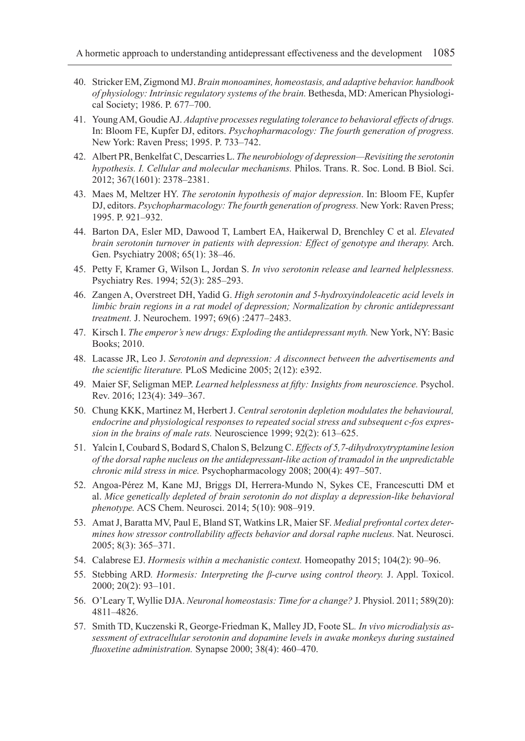40. Stricker EM, Zigmond MJ. *Brain monoamines, homeostasis, and adaptive behavior. handbook of physiology: Intrinsic regulatory systems of the brain.* Bethesda, MD: American Physiological Society; 1986. P. 677–700.
41. Young AM, Goudie AJ. *Adaptive processes regulating tolerance to behavioral effects of drugs.* In: Bloom FE, Kupfer DJ, editors. *Psychopharmacology: The fourth generation of progress.* New York: Raven Press; 1995. P. 733–742.
42. Albert PR, Benkelfat C, Descarries L. *The neurobiology of depression—Revisiting the serotonin hypothesis. I. Cellular and molecular mechanisms.* Philos. Trans. R. Soc. Lond. B Biol. Sci. 2012; 367(1601): 2378–2381.
43. Maes M, Meltzer HY. *The serotonin hypothesis of major depression*. In: Bloom FE, Kupfer DJ, editors. *Psychopharmacology: The fourth generation of progress.* New York: Raven Press; 1995. P. 921–932.
44. Barton DA, Esler MD, Dawood T, Lambert EA, Haikerwal D, Brenchley C et al. *Elevated brain serotonin turnover in patients with depression: Effect of genotype and therapy.* Arch. Gen. Psychiatry 2008; 65(1): 38–46.
45. Petty F, Kramer G, Wilson L, Jordan S. *In vivo serotonin release and learned helplessness.* Psychiatry Res. 1994; 52(3): 285–293.
46. Zangen A, Overstreet DH, Yadid G. *High serotonin and 5-hydroxyindoleacetic acid levels in limbic brain regions in a rat model of depression; Normalization by chronic antidepressant treatment.* J. Neurochem. 1997; 69(6) :2477–2483.
47. Kirsch I. *The emperor's new drugs: Exploding the antidepressant myth.* New York, NY: Basic Books; 2010.
48. Lacasse JR, Leo J. *Serotonin and depression: A disconnect between the advertisements and the scientific literature.* PLoS Medicine 2005; 2(12): e392.
49. Maier SF, Seligman MEP. *Learned helplessness at fifty: Insights from neuroscience.* Psychol. Rev. 2016; 123(4): 349–367.
50. Chung KKK, Martinez M, Herbert J. *Central serotonin depletion modulates the behavioural, endocrine and physiological responses to repeated social stress and subsequent c-fos expression in the brains of male rats.* Neuroscience 1999; 92(2): 613–625.
51. Yalcin I, Coubard S, Bodard S, Chalon S, Belzung C. *Effects of 5,7-dihydroxytryptamine lesion of the dorsal raphe nucleus on the antidepressant-like action of tramadol in the unpredictable chronic mild stress in mice.* Psychopharmacology 2008; 200(4): 497–507.
52. Angoa-Pérez M, Kane MJ, Briggs DI, Herrera-Mundo N, Sykes CE, Francescutti DM et al. *Mice genetically depleted of brain serotonin do not display a depression-like behavioral phenotype.* ACS Chem. Neurosci. 2014; 5(10): 908–919.
53. Amat J, Baratta MV, Paul E, Bland ST, Watkins LR, Maier SF. *Medial prefrontal cortex determines how stressor controllability affects behavior and dorsal raphe nucleus.* Nat. Neurosci. 2005; 8(3): 365–371.
54. Calabrese EJ. *Hormesis within a mechanistic context.* Homeopathy 2015; 104(2): 90–96.
55. Stebbing ARD. *Hormesis: Interpreting the β-curve using control theory.* J. Appl. Toxicol. 2000; 20(2): 93–101.
56. O'Leary T, Wyllie DJA. *Neuronal homeostasis: Time for a change?* J. Physiol. 2011; 589(20): 4811–4826.
57. Smith TD, Kuczenski R, George-Friedman K, Malley JD, Foote SL. *In vivo microdialysis assessment of extracellular serotonin and dopamine levels in awake monkeys during sustained fluoxetine administration.* Synapse 2000; 38(4): 460–470.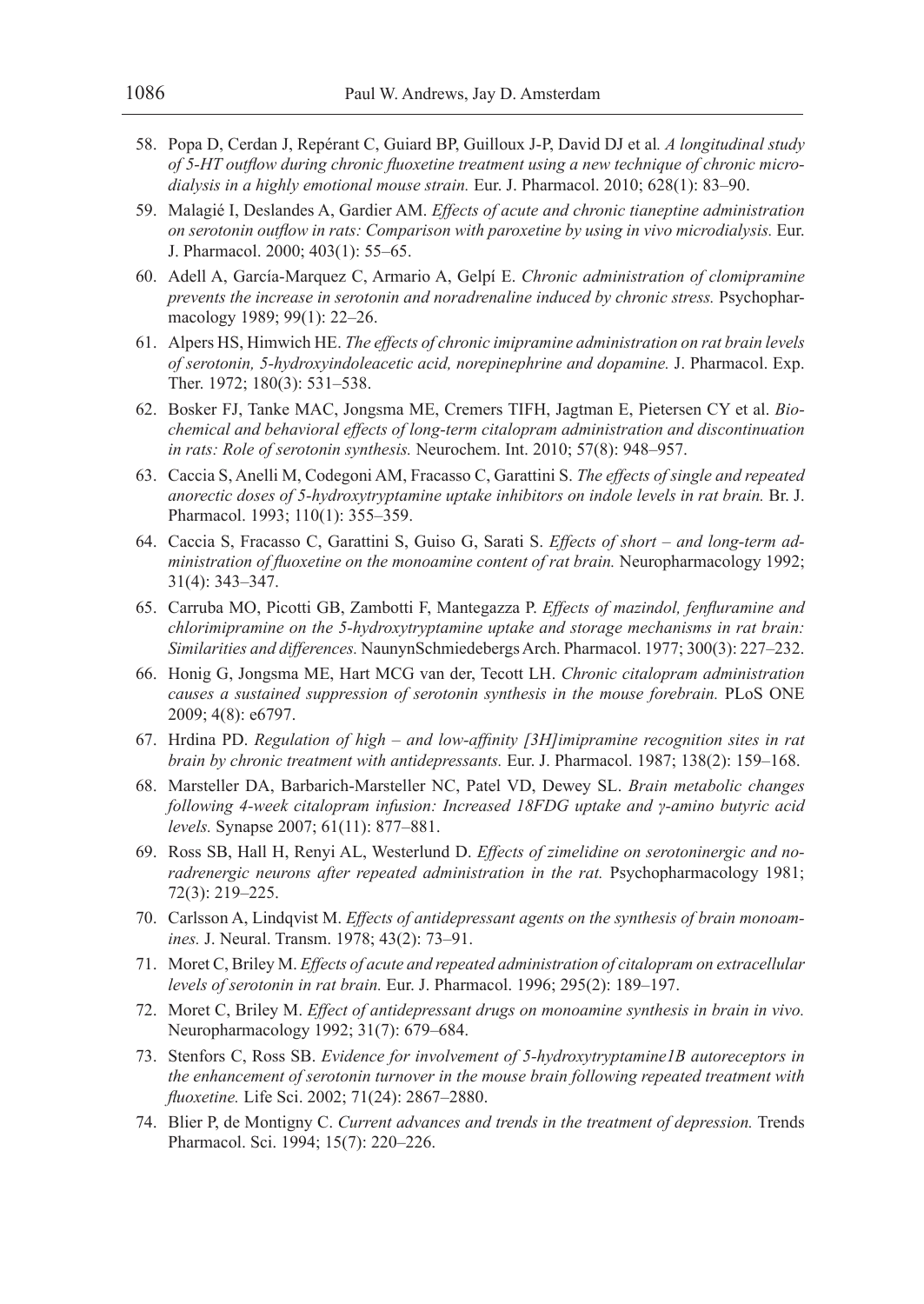58. Popa D, Cerdan J, Repérant C, Guiard BP, Guilloux J-P, David DJ et al. *A longitudinal study of 5-HT outflow during chronic fluoxetine treatment using a new technique of chronic microdialysis in a highly emotional mouse strain.* Eur. J. Pharmacol. 2010; 628(1): 83–90.
59. Malagié I, Deslandes A, Gardier AM. *Effects of acute and chronic tianeptine administration on serotonin outflow in rats: Comparison with paroxetine by using in vivo microdialysis.* Eur. J. Pharmacol. 2000; 403(1): 55–65.
60. Adell A, García-Marquez C, Armario A, Gelpí E. *Chronic administration of clomipramine prevents the increase in serotonin and noradrenaline induced by chronic stress.* Psychopharmacology 1989; 99(1): 22–26.
61. Alpers HS, Himwich HE. *The effects of chronic imipramine administration on rat brain levels of serotonin, 5-hydroxyindoleacetic acid, norepinephrine and dopamine.* J. Pharmacol. Exp. Ther. 1972; 180(3): 531–538.
62. Bosker FJ, Tanke MAC, Jongsma ME, Cremers TIFH, Jagtman E, Pietersen CY et al. *Biochemical and behavioral effects of long-term citalopram administration and discontinuation in rats: Role of serotonin synthesis.* Neurochem. Int. 2010; 57(8): 948–957.
63. Caccia S, Anelli M, Codegoni AM, Fracasso C, Garattini S. *The effects of single and repeated anorectic doses of 5-hydroxytryptamine uptake inhibitors on indole levels in rat brain.* Br. J. Pharmacol. 1993; 110(1): 355–359.
64. Caccia S, Fracasso C, Garattini S, Guiso G, Sarati S. *Effects of short – and long-term administration of fluoxetine on the monoamine content of rat brain.* Neuropharmacology 1992; 31(4): 343–347.
65. Carruba MO, Picotti GB, Zambotti F, Mantegazza P. *Effects of mazindol, fenfluramine and chlorimipramine on the 5-hydroxytryptamine uptake and storage mechanisms in rat brain: Similarities and differences.* NaunynSchmiedebergs Arch. Pharmacol. 1977; 300(3): 227–232.
66. Honig G, Jongsma ME, Hart MCG van der, Tecott LH. *Chronic citalopram administration causes a sustained suppression of serotonin synthesis in the mouse forebrain.* PLoS ONE 2009; 4(8): e6797.
67. Hrdina PD. *Regulation of high – and low-affinity [3H]imipramine recognition sites in rat brain by chronic treatment with antidepressants.* Eur. J. Pharmacol. 1987; 138(2): 159–168.
68. Marsteller DA, Barbarich-Marsteller NC, Patel VD, Dewey SL. *Brain metabolic changes following 4-week citalopram infusion: Increased 18FDG uptake and γ-amino butyric acid levels.* Synapse 2007; 61(11): 877–881.
69. Ross SB, Hall H, Renyi AL, Westerlund D. *Effects of zimelidine on serotoninergic and noradrenergic neurons after repeated administration in the rat.* Psychopharmacology 1981; 72(3): 219–225.
70. Carlsson A, Lindqvist M. *Effects of antidepressant agents on the synthesis of brain monoamines.* J. Neural. Transm. 1978; 43(2): 73–91.
71. Moret C, Briley M. *Effects of acute and repeated administration of citalopram on extracellular levels of serotonin in rat brain.* Eur. J. Pharmacol. 1996; 295(2): 189–197.
72. Moret C, Briley M. *Effect of antidepressant drugs on monoamine synthesis in brain in vivo.* Neuropharmacology 1992; 31(7): 679–684.
73. Stenfors C, Ross SB. *Evidence for involvement of 5-hydroxytryptamine1B autoreceptors in the enhancement of serotonin turnover in the mouse brain following repeated treatment with fluoxetine.* Life Sci. 2002; 71(24): 2867–2880.
74. Blier P, de Montigny C. *Current advances and trends in the treatment of depression.* Trends Pharmacol. Sci. 1994; 15(7): 220–226.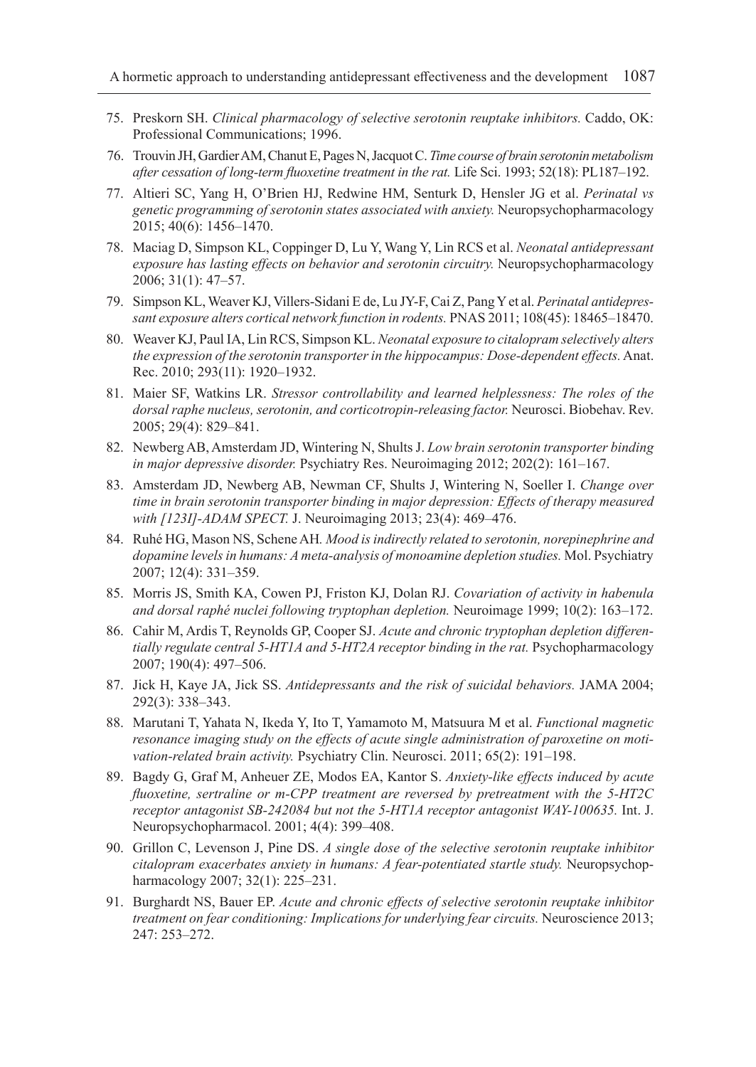75. Preskorn SH. *Clinical pharmacology of selective serotonin reuptake inhibitors.* Caddo, OK: Professional Communications; 1996.
76. Trouvin JH, Gardier AM, Chanut E, Pages N, Jacquot C. *Time course of brain serotonin metabolism after cessation of long-term fluoxetine treatment in the rat.* Life Sci. 1993; 52(18): PL187–192.
77. Altieri SC, Yang H, O'Brien HJ, Redwine HM, Senturk D, Hensler JG et al. *Perinatal vs genetic programming of serotonin states associated with anxiety.* Neuropsychopharmacology 2015; 40(6): 1456–1470.
78. Maciag D, Simpson KL, Coppinger D, Lu Y, Wang Y, Lin RCS et al. *Neonatal antidepressant exposure has lasting effects on behavior and serotonin circuitry.* Neuropsychopharmacology 2006; 31(1): 47–57.
79. Simpson KL, Weaver KJ, Villers-Sidani E de, Lu JY-F, Cai Z, Pang Y et al. *Perinatal antidepressant exposure alters cortical network function in rodents.* PNAS 2011; 108(45): 18465–18470.
80. Weaver KJ, Paul IA, Lin RCS, Simpson KL. *Neonatal exposure to citalopram selectively alters the expression of the serotonin transporter in the hippocampus: Dose-dependent effects.* Anat. Rec. 2010; 293(11): 1920–1932.
81. Maier SF, Watkins LR. *Stressor controllability and learned helplessness: The roles of the dorsal raphe nucleus, serotonin, and corticotropin-releasing factor.* Neurosci. Biobehav. Rev. 2005; 29(4): 829–841.
82. Newberg AB, Amsterdam JD, Wintering N, Shults J. *Low brain serotonin transporter binding in major depressive disorder.* Psychiatry Res. Neuroimaging 2012; 202(2): 161–167.
83. Amsterdam JD, Newberg AB, Newman CF, Shults J, Wintering N, Soeller I. *Change over time in brain serotonin transporter binding in major depression: Effects of therapy measured with [123I]-ADAM SPECT.* J. Neuroimaging 2013; 23(4): 469–476.
84. Ruhé HG, Mason NS, Schene AH. *Mood is indirectly related to serotonin, norepinephrine and dopamine levels in humans: A meta-analysis of monoamine depletion studies.* Mol. Psychiatry 2007; 12(4): 331–359.
85. Morris JS, Smith KA, Cowen PJ, Friston KJ, Dolan RJ. *Covariation of activity in habenula and dorsal raphé nuclei following tryptophan depletion.* Neuroimage 1999; 10(2): 163–172.
86. Cahir M, Ardis T, Reynolds GP, Cooper SJ. *Acute and chronic tryptophan depletion differentially regulate central 5-HT1A and 5-HT2A receptor binding in the rat.* Psychopharmacology 2007; 190(4): 497–506.
87. Jick H, Kaye JA, Jick SS. *Antidepressants and the risk of suicidal behaviors.* JAMA 2004; 292(3): 338–343.
88. Marutani T, Yahata N, Ikeda Y, Ito T, Yamamoto M, Matsuura M et al. *Functional magnetic resonance imaging study on the effects of acute single administration of paroxetine on motivation-related brain activity.* Psychiatry Clin. Neurosci. 2011; 65(2): 191–198.
89. Bagdy G, Graf M, Anheuer ZE, Modos EA, Kantor S. *Anxiety-like effects induced by acute fluoxetine, sertraline or m-CPP treatment are reversed by pretreatment with the 5-HT2C receptor antagonist SB-242084 but not the 5-HT1A receptor antagonist WAY-100635.* Int. J. Neuropsychopharmacol. 2001; 4(4): 399–408.
90. Grillon C, Levenson J, Pine DS. *A single dose of the selective serotonin reuptake inhibitor citalopram exacerbates anxiety in humans: A fear-potentiated startle study.* Neuropsychopharmacology 2007; 32(1): 225–231.
91. Burghardt NS, Bauer EP. *Acute and chronic effects of selective serotonin reuptake inhibitor treatment on fear conditioning: Implications for underlying fear circuits.* Neuroscience 2013; 247: 253–272.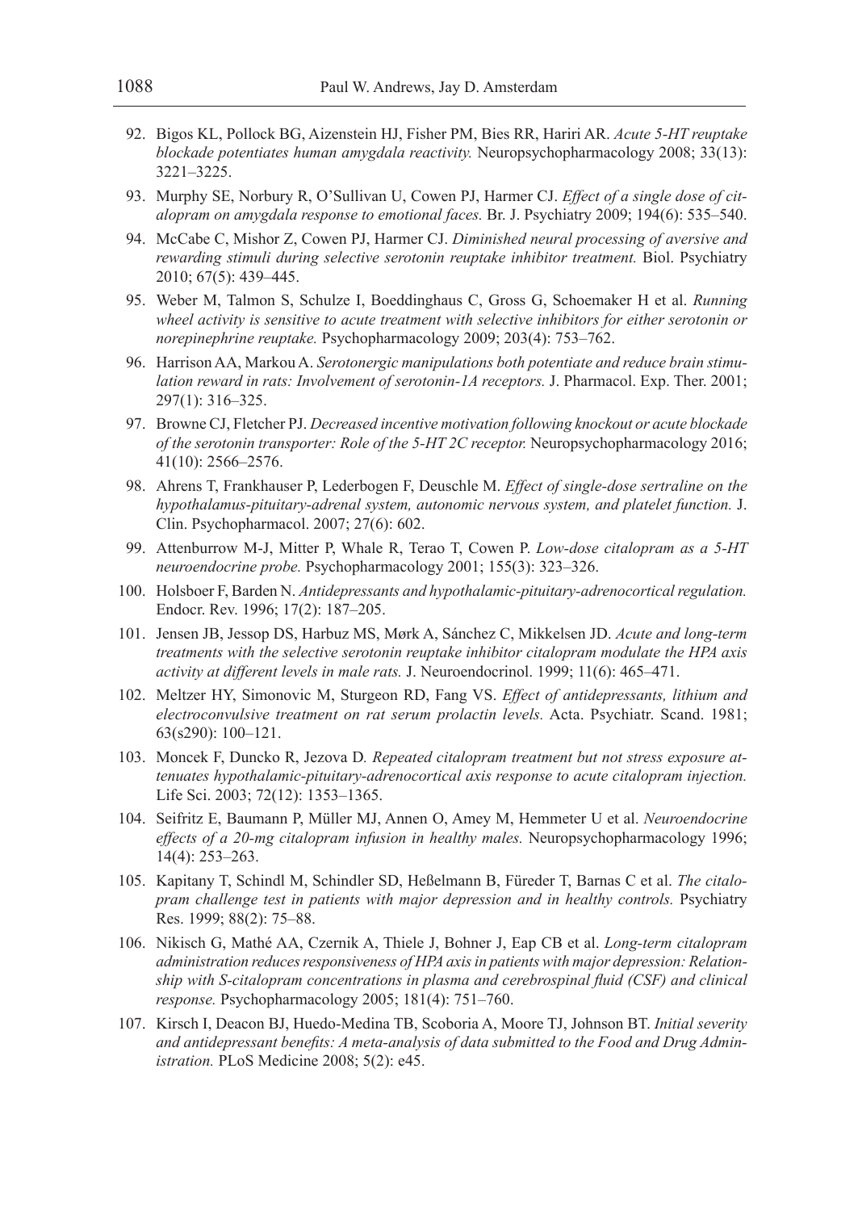92. Bigos KL, Pollock BG, Aizenstein HJ, Fisher PM, Bies RR, Hariri AR. *Acute 5-HT reuptake blockade potentiates human amygdala reactivity.* Neuropsychopharmacology 2008; 33(13): 3221–3225.
93. Murphy SE, Norbury R, O'Sullivan U, Cowen PJ, Harmer CJ. *Effect of a single dose of citalopram on amygdala response to emotional faces.* Br. J. Psychiatry 2009; 194(6): 535–540.
94. McCabe C, Mishor Z, Cowen PJ, Harmer CJ. *Diminished neural processing of aversive and rewarding stimuli during selective serotonin reuptake inhibitor treatment.* Biol. Psychiatry 2010; 67(5): 439–445.
95. Weber M, Talmon S, Schulze I, Boeddinghaus C, Gross G, Schoemaker H et al. *Running wheel activity is sensitive to acute treatment with selective inhibitors for either serotonin or norepinephrine reuptake.* Psychopharmacology 2009; 203(4): 753–762.
96. Harrison AA, Markou A. *Serotonergic manipulations both potentiate and reduce brain stimulation reward in rats: Involvement of serotonin-1A receptors.* J. Pharmacol. Exp. Ther. 2001; 297(1): 316–325.
97. Browne CJ, Fletcher PJ. *Decreased incentive motivation following knockout or acute blockade of the serotonin transporter: Role of the 5-HT 2C receptor.* Neuropsychopharmacology 2016; 41(10): 2566–2576.
98. Ahrens T, Frankhauser P, Lederbogen F, Deuschle M. *Effect of single-dose sertraline on the hypothalamus-pituitary-adrenal system, autonomic nervous system, and platelet function.* J. Clin. Psychopharmacol. 2007; 27(6): 602.
99. Attenburrow M-J, Mitter P, Whale R, Terao T, Cowen P. *Low-dose citalopram as a 5-HT neuroendocrine probe.* Psychopharmacology 2001; 155(3): 323–326.
100. Holsboer F, Barden N. *Antidepressants and hypothalamic-pituitary-adrenocortical regulation.* Endocr. Rev. 1996; 17(2): 187–205.
101. Jensen JB, Jessop DS, Harbuz MS, Mørk A, Sánchez C, Mikkelsen JD. *Acute and long-term treatments with the selective serotonin reuptake inhibitor citalopram modulate the HPA axis activity at different levels in male rats.* J. Neuroendocrinol. 1999; 11(6): 465–471.
102. Meltzer HY, Simonovic M, Sturgeon RD, Fang VS. *Effect of antidepressants, lithium and electroconvulsive treatment on rat serum prolactin levels.* Acta. Psychiatr. Scand. 1981; 63(s290): 100–121.
103. Moncek F, Duncko R, Jezova D. *Repeated citalopram treatment but not stress exposure attenuates hypothalamic-pituitary-adrenocortical axis response to acute citalopram injection.* Life Sci. 2003; 72(12): 1353–1365.
104. Seifritz E, Baumann P, Müller MJ, Annen O, Amey M, Hemmeter U et al. *Neuroendocrine effects of a 20-mg citalopram infusion in healthy males.* Neuropsychopharmacology 1996; 14(4): 253–263.
105. Kapitany T, Schindl M, Schindler SD, Heßelmann B, Füreder T, Barnas C et al. *The citalopram challenge test in patients with major depression and in healthy controls.* Psychiatry Res. 1999; 88(2): 75–88.
106. Nikisch G, Mathé AA, Czernik A, Thiele J, Bohner J, Eap CB et al. *Long-term citalopram administration reduces responsiveness of HPA axis in patients with major depression: Relationship with S-citalopram concentrations in plasma and cerebrospinal fluid (CSF) and clinical response.* Psychopharmacology 2005; 181(4): 751–760.
107. Kirsch I, Deacon BJ, Huedo-Medina TB, Scoboria A, Moore TJ, Johnson BT. *Initial severity and antidepressant benefits: A meta-analysis of data submitted to the Food and Drug Administration.* PLoS Medicine 2008; 5(2): e45.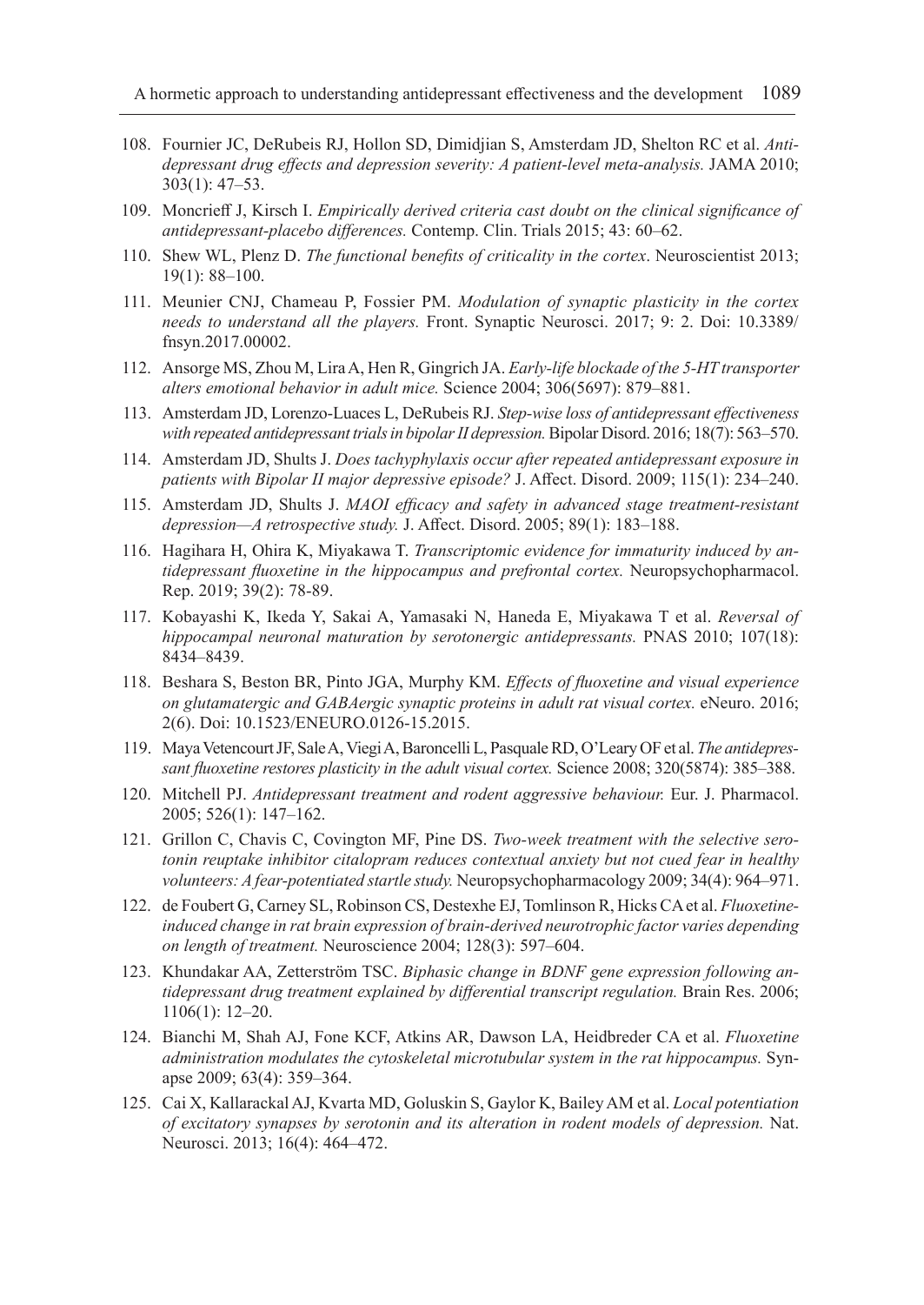108. Fournier JC, DeRubeis RJ, Hollon SD, Dimidjian S, Amsterdam JD, Shelton RC et al. *Antidepressant drug effects and depression severity: A patient-level meta-analysis.* JAMA 2010; 303(1): 47–53.
109. Moncrieff J, Kirsch I. *Empirically derived criteria cast doubt on the clinical significance of antidepressant-placebo differences.* Contemp. Clin. Trials 2015; 43: 60–62.
110. Shew WL, Plenz D. *The functional benefits of criticality in the cortex*. Neuroscientist 2013; 19(1): 88–100.
111. Meunier CNJ, Chameau P, Fossier PM. *Modulation of synaptic plasticity in the cortex needs to understand all the players.* Front. Synaptic Neurosci. 2017; 9: 2. Doi: 10.3389/fnsyn.2017.00002.
112. Ansorge MS, Zhou M, Lira A, Hen R, Gingrich JA. *Early-life blockade of the 5-HT transporter alters emotional behavior in adult mice.* Science 2004; 306(5697): 879–881.
113. Amsterdam JD, Lorenzo-Luaces L, DeRubeis RJ. *Step-wise loss of antidepressant effectiveness with repeated antidepressant trials in bipolar II depression.* Bipolar Disord. 2016; 18(7): 563–570.
114. Amsterdam JD, Shults J. *Does tachyphylaxis occur after repeated antidepressant exposure in patients with Bipolar II major depressive episode?* J. Affect. Disord. 2009; 115(1): 234–240.
115. Amsterdam JD, Shults J. *MAOI efficacy and safety in advanced stage treatment-resistant depression—A retrospective study.* J. Affect. Disord. 2005; 89(1): 183–188.
116. Hagihara H, Ohira K, Miyakawa T. *Transcriptomic evidence for immaturity induced by antidepressant fluoxetine in the hippocampus and prefrontal cortex.* Neuropsychopharmacol. Rep. 2019; 39(2): 78-89.
117. Kobayashi K, Ikeda Y, Sakai A, Yamasaki N, Haneda E, Miyakawa T et al. *Reversal of hippocampal neuronal maturation by serotonergic antidepressants.* PNAS 2010; 107(18): 8434–8439.
118. Beshara S, Beston BR, Pinto JGA, Murphy KM. *Effects of fluoxetine and visual experience on glutamatergic and GABAergic synaptic proteins in adult rat visual cortex.* eNeuro. 2016; 2(6). Doi: 10.1523/ENEURO.0126-15.2015.
119. Maya Vetencourt JF, Sale A, Viegi A, Baroncelli L, Pasquale RD, O'Leary OF et al. *The antidepressant fluoxetine restores plasticity in the adult visual cortex.* Science 2008; 320(5874): 385–388.
120. Mitchell PJ. *Antidepressant treatment and rodent aggressive behaviour.* Eur. J. Pharmacol. 2005; 526(1): 147–162.
121. Grillon C, Chavis C, Covington MF, Pine DS. *Two-week treatment with the selective serotonin reuptake inhibitor citalopram reduces contextual anxiety but not cued fear in healthy volunteers: A fear-potentiated startle study.* Neuropsychopharmacology 2009; 34(4): 964–971.
122. de Foubert G, Carney SL, Robinson CS, Destexhe EJ, Tomlinson R, Hicks CA et al. *Fluoxetine-induced change in rat brain expression of brain-derived neurotrophic factor varies depending on length of treatment.* Neuroscience 2004; 128(3): 597–604.
123. Khundakar AA, Zetterström TSC. *Biphasic change in BDNF gene expression following antidepressant drug treatment explained by differential transcript regulation.* Brain Res. 2006; 1106(1): 12–20.
124. Bianchi M, Shah AJ, Fone KCF, Atkins AR, Dawson LA, Heidbreder CA et al. *Fluoxetine administration modulates the cytoskeletal microtubular system in the rat hippocampus.* Synapse 2009; 63(4): 359–364.
125. Cai X, Kallarackal AJ, Kvarta MD, Goluskin S, Gaylor K, Bailey AM et al. *Local potentiation of excitatory synapses by serotonin and its alteration in rodent models of depression.* Nat. Neurosci. 2013; 16(4): 464–472.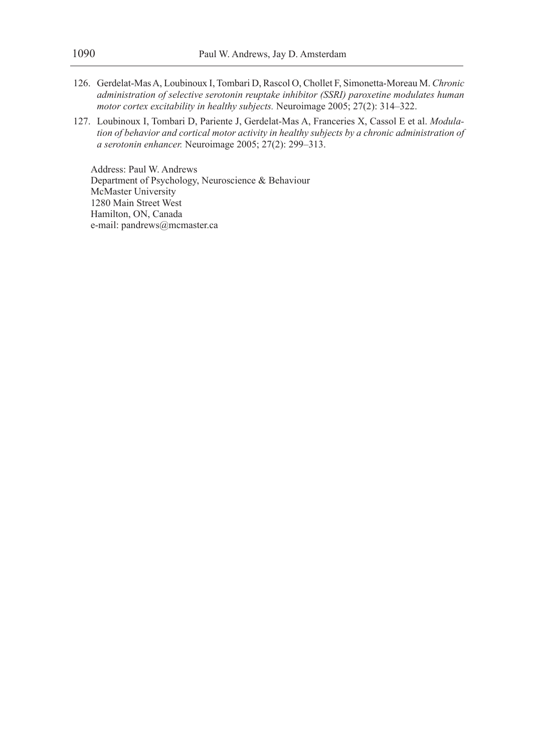126. Gerdelat-Mas A, Loubinoux I, Tombari D, Rascol O, Chollet F, Simonetta-Moreau M. *Chronic administration of selective serotonin reuptake inhibitor (SSRI) paroxetine modulates human motor cortex excitability in healthy subjects.* Neuroimage 2005; 27(2): 314–322.

127. Loubinoux I, Tombari D, Pariente J, Gerdelat-Mas A, Franceries X, Cassol E et al. *Modulation of behavior and cortical motor activity in healthy subjects by a chronic administration of a serotonin enhancer.* Neuroimage 2005; 27(2): 299–313.

Address: Paul W. Andrews
Department of Psychology, Neuroscience & Behaviour
McMaster University
1280 Main Street West
Hamilton, ON, Canada
e-mail: pandrews@mcmaster.ca